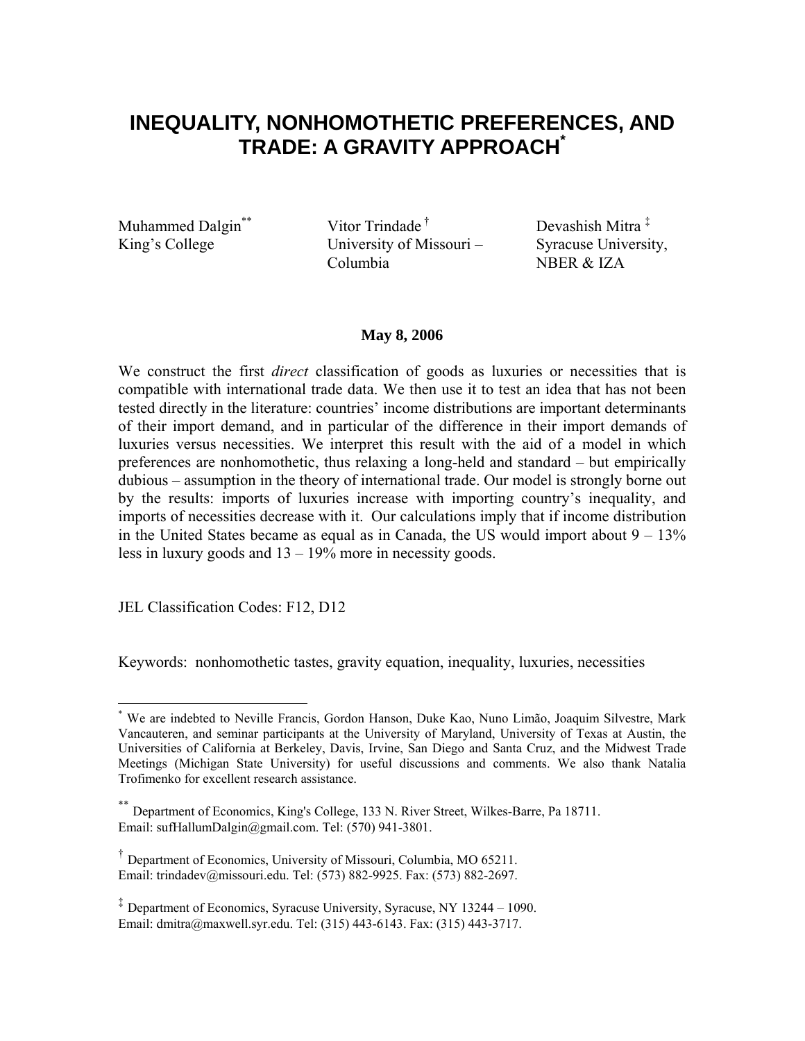# INEQUALITY, NONHOMOTHETIC PREFERENCES, AND TRADE: A GRAVITY APPROACH[*]

Muhammed Dalgin[**]  
King's College

Vitor Trindade[†]  
University of Missouri – Columbia

Devashish Mitra[‡]  
Syracuse University, NBER & IZA

**May 8, 2006**

We construct the first *direct* classification of goods as luxuries or necessities that is compatible with international trade data. We then use it to test an idea that has not been tested directly in the literature: countries' income distributions are important determinants of their import demand, and in particular of the difference in their import demands of luxuries versus necessities. We interpret this result with the aid of a model in which preferences are nonhomothetic, thus relaxing a long-held and standard – but empirically dubious – assumption in the theory of international trade. Our model is strongly borne out by the results: imports of luxuries increase with importing country's inequality, and imports of necessities decrease with it. Our calculations imply that if income distribution in the United States became as equal as in Canada, the US would import about 9 – 13% less in luxury goods and 13 – 19% more in necessity goods.

JEL Classification Codes: F12, D12

Keywords: nonhomothetic tastes, gravity equation, inequality, luxuries, necessities

---

[*] We are indebted to Neville Francis, Gordon Hanson, Duke Kao, Nuno Limão, Joaquim Silvestre, Mark Vancauteren, and seminar participants at the University of Maryland, University of Texas at Austin, the Universities of California at Berkeley, Davis, Irvine, San Diego and Santa Cruz, and the Midwest Trade Meetings (Michigan State University) for useful discussions and comments. We also thank Natalia Trofimenko for excellent research assistance.

[**] Department of Economics, King's College, 133 N. River Street, Wilkes-Barre, Pa 18711. Email: sufHallumDalgin@gmail.com. Tel: (570) 941-3801.

[†] Department of Economics, University of Missouri, Columbia, MO 65211. Email: trindadev@missouri.edu. Tel: (573) 882-9925. Fax: (573) 882-2697.

[‡] Department of Economics, Syracuse University, Syracuse, NY 13244 – 1090. Email: dmitra@maxwell.syr.edu. Tel: (315) 443-6143. Fax: (315) 443-3717.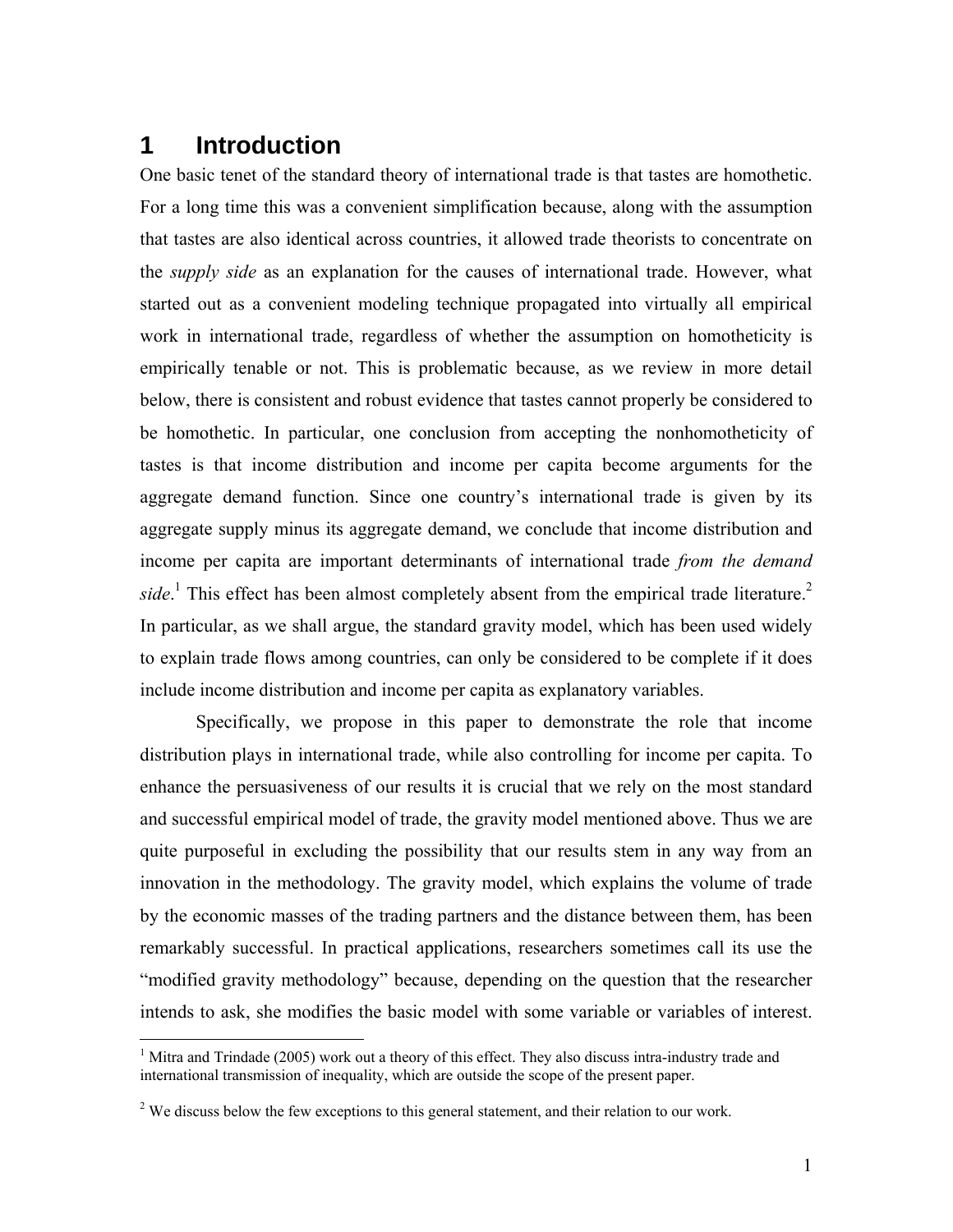# 1 Introduction

One basic tenet of the standard theory of international trade is that tastes are homothetic. For a long time this was a convenient simplification because, along with the assumption that tastes are also identical across countries, it allowed trade theorists to concentrate on the *supply side* as an explanation for the causes of international trade. However, what started out as a convenient modeling technique propagated into virtually all empirical work in international trade, regardless of whether the assumption on homotheticity is empirically tenable or not. This is problematic because, as we review in more detail below, there is consistent and robust evidence that tastes cannot properly be considered to be homothetic. In particular, one conclusion from accepting the nonhomotheticity of tastes is that income distribution and income per capita become arguments for the aggregate demand function. Since one country's international trade is given by its aggregate supply minus its aggregate demand, we conclude that income distribution and income per capita are important determinants of international trade *from the demand side*.[1] This effect has been almost completely absent from the empirical trade literature.[2] In particular, as we shall argue, the standard gravity model, which has been used widely to explain trade flows among countries, can only be considered to be complete if it does include income distribution and income per capita as explanatory variables.

Specifically, we propose in this paper to demonstrate the role that income distribution plays in international trade, while also controlling for income per capita. To enhance the persuasiveness of our results it is crucial that we rely on the most standard and successful empirical model of trade, the gravity model mentioned above. Thus we are quite purposeful in excluding the possibility that our results stem in any way from an innovation in the methodology. The gravity model, which explains the volume of trade by the economic masses of the trading partners and the distance between them, has been remarkably successful. In practical applications, researchers sometimes call its use the "modified gravity methodology" because, depending on the question that the researcher intends to ask, she modifies the basic model with some variable or variables of interest.

---

[1] Mitra and Trindade (2005) work out a theory of this effect. They also discuss intra-industry trade and international transmission of inequality, which are outside the scope of the present paper.

[2] We discuss below the few exceptions to this general statement, and their relation to our work.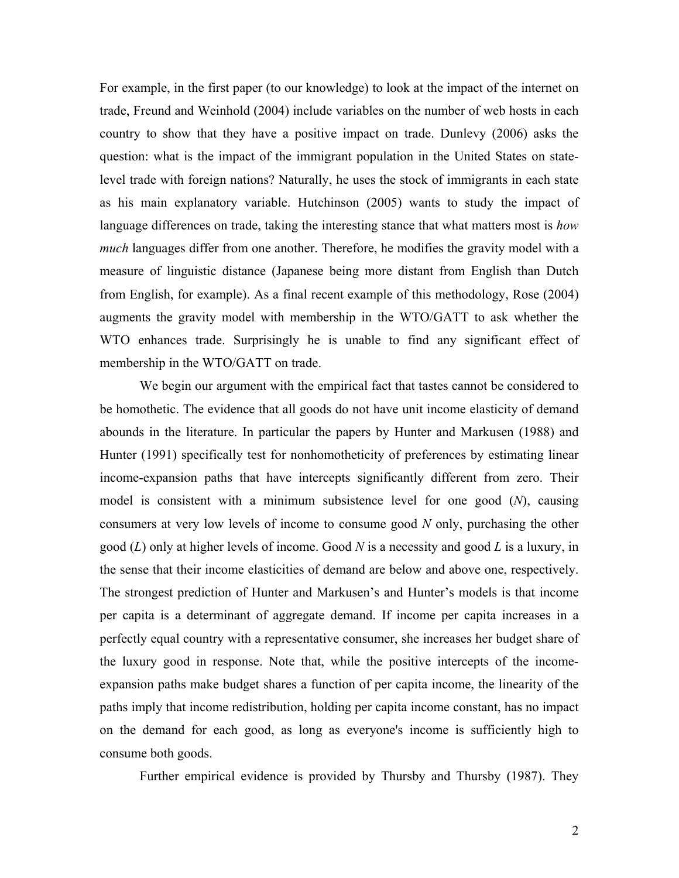For example, in the first paper (to our knowledge) to look at the impact of the internet on trade, Freund and Weinhold (2004) include variables on the number of web hosts in each country to show that they have a positive impact on trade. Dunlevy (2006) asks the question: what is the impact of the immigrant population in the United States on state-level trade with foreign nations? Naturally, he uses the stock of immigrants in each state as his main explanatory variable. Hutchinson (2005) wants to study the impact of language differences on trade, taking the interesting stance that what matters most is *how much* languages differ from one another. Therefore, he modifies the gravity model with a measure of linguistic distance (Japanese being more distant from English than Dutch from English, for example). As a final recent example of this methodology, Rose (2004) augments the gravity model with membership in the WTO/GATT to ask whether the WTO enhances trade. Surprisingly he is unable to find any significant effect of membership in the WTO/GATT on trade.

We begin our argument with the empirical fact that tastes cannot be considered to be homothetic. The evidence that all goods do not have unit income elasticity of demand abounds in the literature. In particular the papers by Hunter and Markusen (1988) and Hunter (1991) specifically test for nonhomotheticity of preferences by estimating linear income-expansion paths that have intercepts significantly different from zero. Their model is consistent with a minimum subsistence level for one good ($N$), causing consumers at very low levels of income to consume good $N$ only, purchasing the other good ($L$) only at higher levels of income. Good $N$ is a necessity and good $L$ is a luxury, in the sense that their income elasticities of demand are below and above one, respectively. The strongest prediction of Hunter and Markusen's and Hunter's models is that income per capita is a determinant of aggregate demand. If income per capita increases in a perfectly equal country with a representative consumer, she increases her budget share of the luxury good in response. Note that, while the positive intercepts of the income-expansion paths make budget shares a function of per capita income, the linearity of the paths imply that income redistribution, holding per capita income constant, has no impact on the demand for each good, as long as everyone's income is sufficiently high to consume both goods.

Further empirical evidence is provided by Thursby and Thursby (1987). They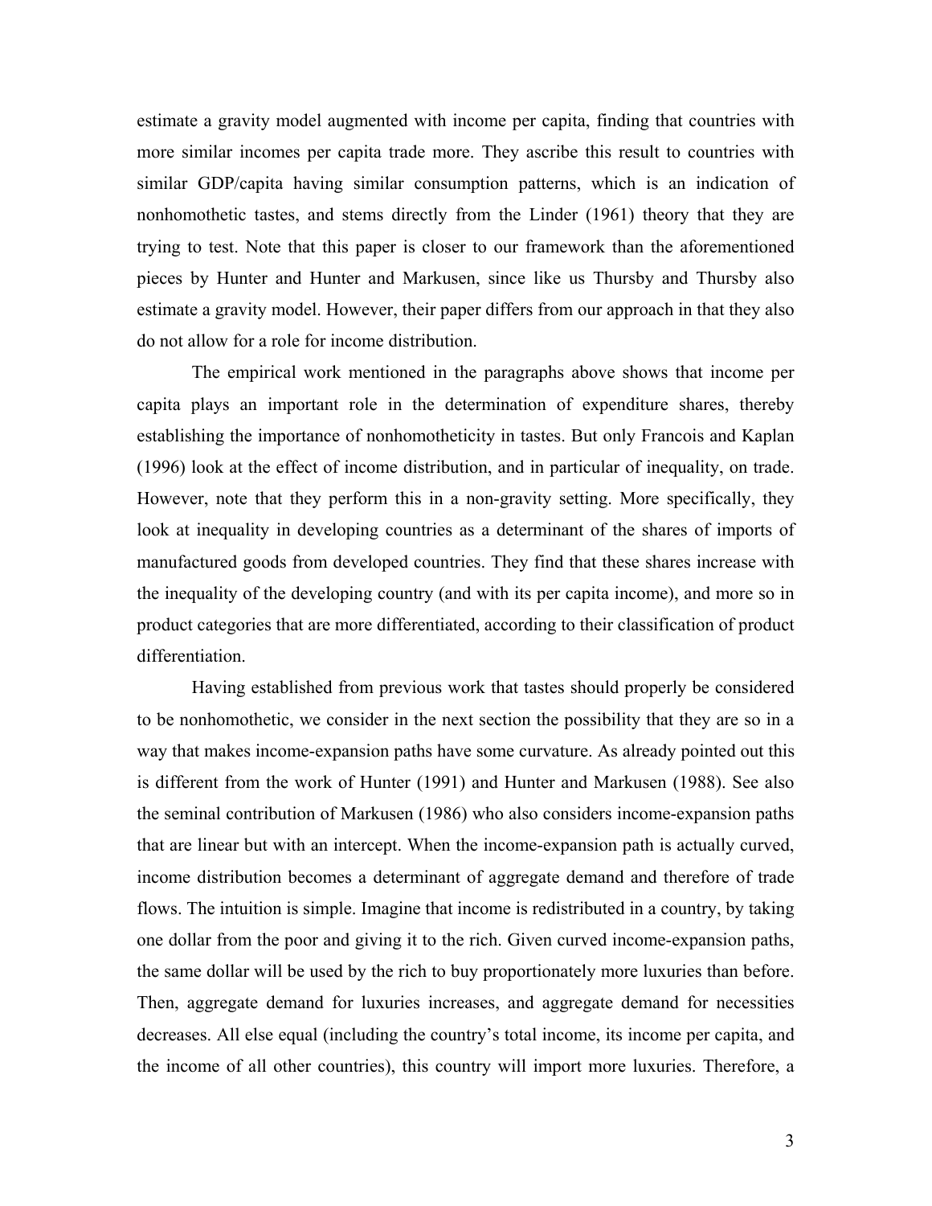estimate a gravity model augmented with income per capita, finding that countries with more similar incomes per capita trade more. They ascribe this result to countries with similar GDP/capita having similar consumption patterns, which is an indication of nonhomothetic tastes, and stems directly from the Linder (1961) theory that they are trying to test. Note that this paper is closer to our framework than the aforementioned pieces by Hunter and Hunter and Markusen, since like us Thursby and Thursby also estimate a gravity model. However, their paper differs from our approach in that they also do not allow for a role for income distribution.

The empirical work mentioned in the paragraphs above shows that income per capita plays an important role in the determination of expenditure shares, thereby establishing the importance of nonhomotheticity in tastes. But only Francois and Kaplan (1996) look at the effect of income distribution, and in particular of inequality, on trade. However, note that they perform this in a non-gravity setting. More specifically, they look at inequality in developing countries as a determinant of the shares of imports of manufactured goods from developed countries. They find that these shares increase with the inequality of the developing country (and with its per capita income), and more so in product categories that are more differentiated, according to their classification of product differentiation.

Having established from previous work that tastes should properly be considered to be nonhomothetic, we consider in the next section the possibility that they are so in a way that makes income-expansion paths have some curvature. As already pointed out this is different from the work of Hunter (1991) and Hunter and Markusen (1988). See also the seminal contribution of Markusen (1986) who also considers income-expansion paths that are linear but with an intercept. When the income-expansion path is actually curved, income distribution becomes a determinant of aggregate demand and therefore of trade flows. The intuition is simple. Imagine that income is redistributed in a country, by taking one dollar from the poor and giving it to the rich. Given curved income-expansion paths, the same dollar will be used by the rich to buy proportionately more luxuries than before. Then, aggregate demand for luxuries increases, and aggregate demand for necessities decreases. All else equal (including the country's total income, its income per capita, and the income of all other countries), this country will import more luxuries. Therefore, a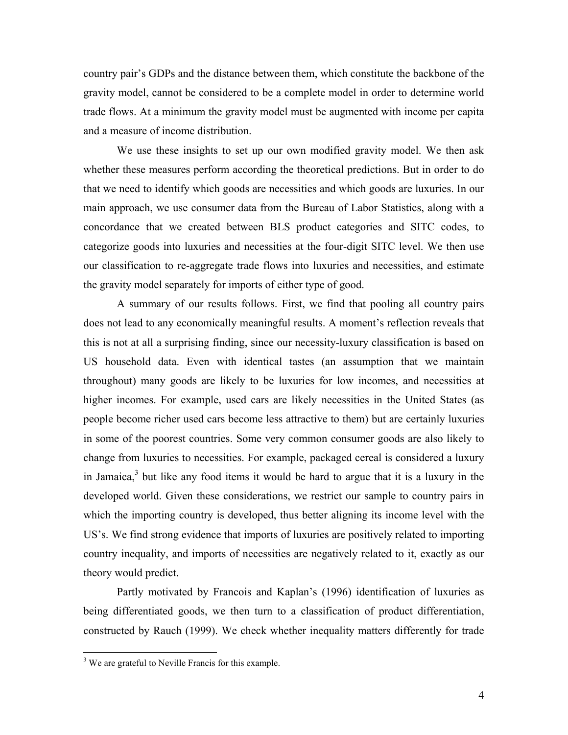country pair's GDPs and the distance between them, which constitute the backbone of the gravity model, cannot be considered to be a complete model in order to determine world trade flows. At a minimum the gravity model must be augmented with income per capita and a measure of income distribution.

We use these insights to set up our own modified gravity model. We then ask whether these measures perform according the theoretical predictions. But in order to do that we need to identify which goods are necessities and which goods are luxuries. In our main approach, we use consumer data from the Bureau of Labor Statistics, along with a concordance that we created between BLS product categories and SITC codes, to categorize goods into luxuries and necessities at the four-digit SITC level. We then use our classification to re-aggregate trade flows into luxuries and necessities, and estimate the gravity model separately for imports of either type of good.

A summary of our results follows. First, we find that pooling all country pairs does not lead to any economically meaningful results. A moment's reflection reveals that this is not at all a surprising finding, since our necessity-luxury classification is based on US household data. Even with identical tastes (an assumption that we maintain throughout) many goods are likely to be luxuries for low incomes, and necessities at higher incomes. For example, used cars are likely necessities in the United States (as people become richer used cars become less attractive to them) but are certainly luxuries in some of the poorest countries. Some very common consumer goods are also likely to change from luxuries to necessities. For example, packaged cereal is considered a luxury in Jamaica,[3] but like any food items it would be hard to argue that it is a luxury in the developed world. Given these considerations, we restrict our sample to country pairs in which the importing country is developed, thus better aligning its income level with the US's. We find strong evidence that imports of luxuries are positively related to importing country inequality, and imports of necessities are negatively related to it, exactly as our theory would predict.

Partly motivated by Francois and Kaplan's (1996) identification of luxuries as being differentiated goods, we then turn to a classification of product differentiation, constructed by Rauch (1999). We check whether inequality matters differently for trade

[3] We are grateful to Neville Francis for this example.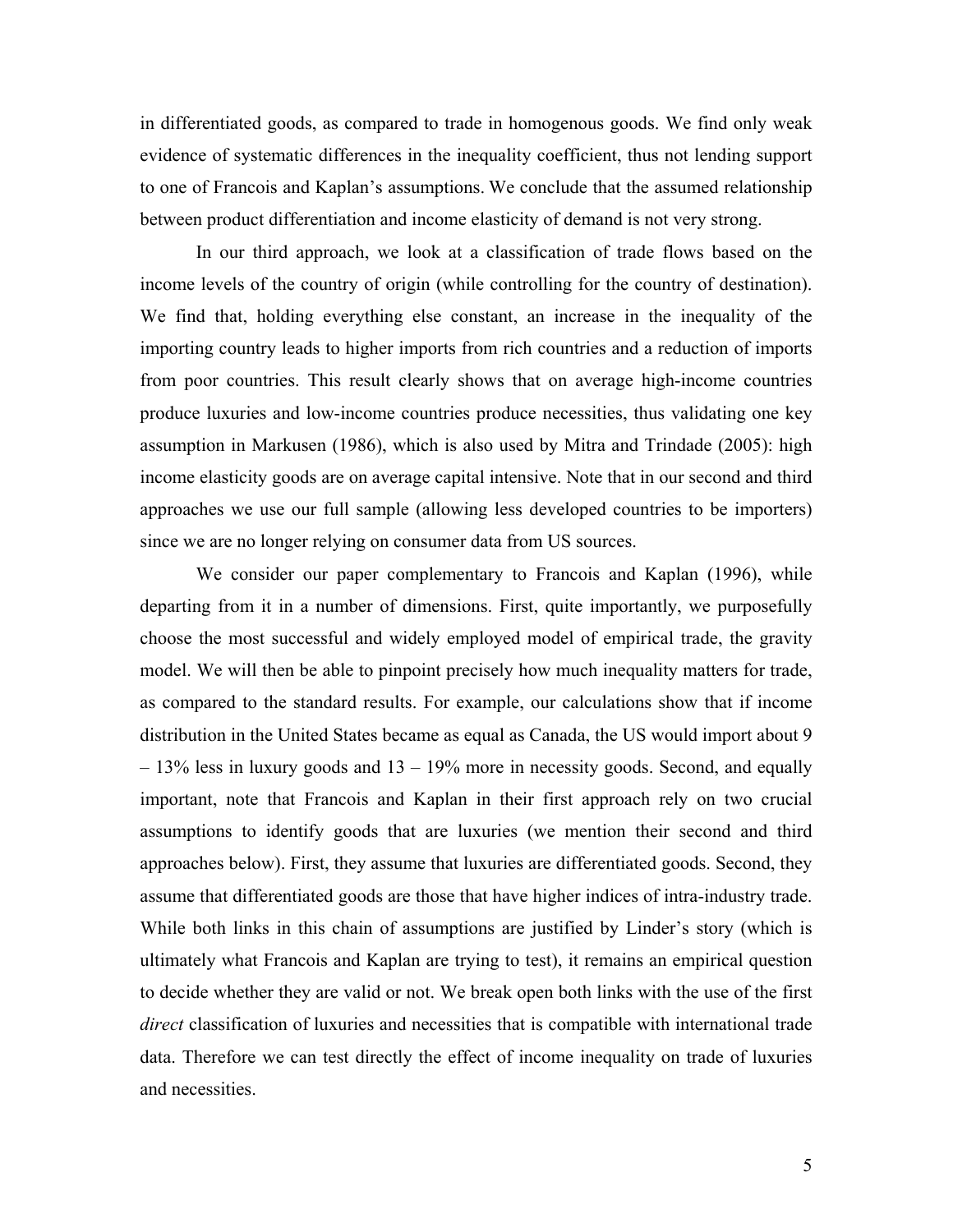in differentiated goods, as compared to trade in homogenous goods. We find only weak evidence of systematic differences in the inequality coefficient, thus not lending support to one of Francois and Kaplan's assumptions. We conclude that the assumed relationship between product differentiation and income elasticity of demand is not very strong.

In our third approach, we look at a classification of trade flows based on the income levels of the country of origin (while controlling for the country of destination). We find that, holding everything else constant, an increase in the inequality of the importing country leads to higher imports from rich countries and a reduction of imports from poor countries. This result clearly shows that on average high-income countries produce luxuries and low-income countries produce necessities, thus validating one key assumption in Markusen (1986), which is also used by Mitra and Trindade (2005): high income elasticity goods are on average capital intensive. Note that in our second and third approaches we use our full sample (allowing less developed countries to be importers) since we are no longer relying on consumer data from US sources.

We consider our paper complementary to Francois and Kaplan (1996), while departing from it in a number of dimensions. First, quite importantly, we purposefully choose the most successful and widely employed model of empirical trade, the gravity model. We will then be able to pinpoint precisely how much inequality matters for trade, as compared to the standard results. For example, our calculations show that if income distribution in the United States became as equal as Canada, the US would import about 9 – 13% less in luxury goods and 13 – 19% more in necessity goods. Second, and equally important, note that Francois and Kaplan in their first approach rely on two crucial assumptions to identify goods that are luxuries (we mention their second and third approaches below). First, they assume that luxuries are differentiated goods. Second, they assume that differentiated goods are those that have higher indices of intra-industry trade. While both links in this chain of assumptions are justified by Linder's story (which is ultimately what Francois and Kaplan are trying to test), it remains an empirical question to decide whether they are valid or not. We break open both links with the use of the first *direct* classification of luxuries and necessities that is compatible with international trade data. Therefore we can test directly the effect of income inequality on trade of luxuries and necessities.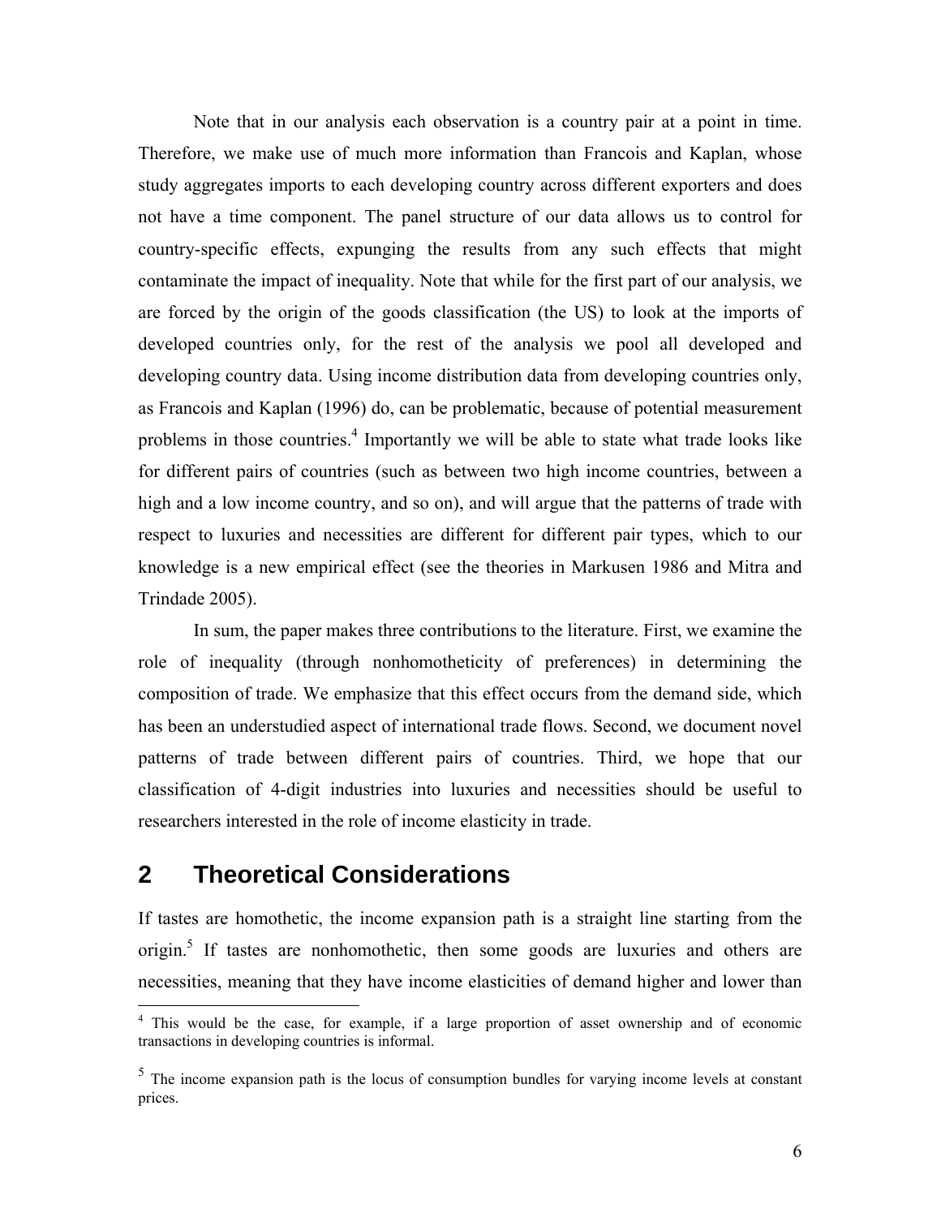Note that in our analysis each observation is a country pair at a point in time. Therefore, we make use of much more information than Francois and Kaplan, whose study aggregates imports to each developing country across different exporters and does not have a time component. The panel structure of our data allows us to control for country-specific effects, expunging the results from any such effects that might contaminate the impact of inequality. Note that while for the first part of our analysis, we are forced by the origin of the goods classification (the US) to look at the imports of developed countries only, for the rest of the analysis we pool all developed and developing country data. Using income distribution data from developing countries only, as Francois and Kaplan (1996) do, can be problematic, because of potential measurement problems in those countries.[4] Importantly we will be able to state what trade looks like for different pairs of countries (such as between two high income countries, between a high and a low income country, and so on), and will argue that the patterns of trade with respect to luxuries and necessities are different for different pair types, which to our knowledge is a new empirical effect (see the theories in Markusen 1986 and Mitra and Trindade 2005).

In sum, the paper makes three contributions to the literature. First, we examine the role of inequality (through nonhomotheticity of preferences) in determining the composition of trade. We emphasize that this effect occurs from the demand side, which has been an understudied aspect of international trade flows. Second, we document novel patterns of trade between different pairs of countries. Third, we hope that our classification of 4-digit industries into luxuries and necessities should be useful to researchers interested in the role of income elasticity in trade.

## 2 Theoretical Considerations

If tastes are homothetic, the income expansion path is a straight line starting from the origin.[5] If tastes are nonhomothetic, then some goods are luxuries and others are necessities, meaning that they have income elasticities of demand higher and lower than

[4] This would be the case, for example, if a large proportion of asset ownership and of economic transactions in developing countries is informal.

[5] The income expansion path is the locus of consumption bundles for varying income levels at constant prices.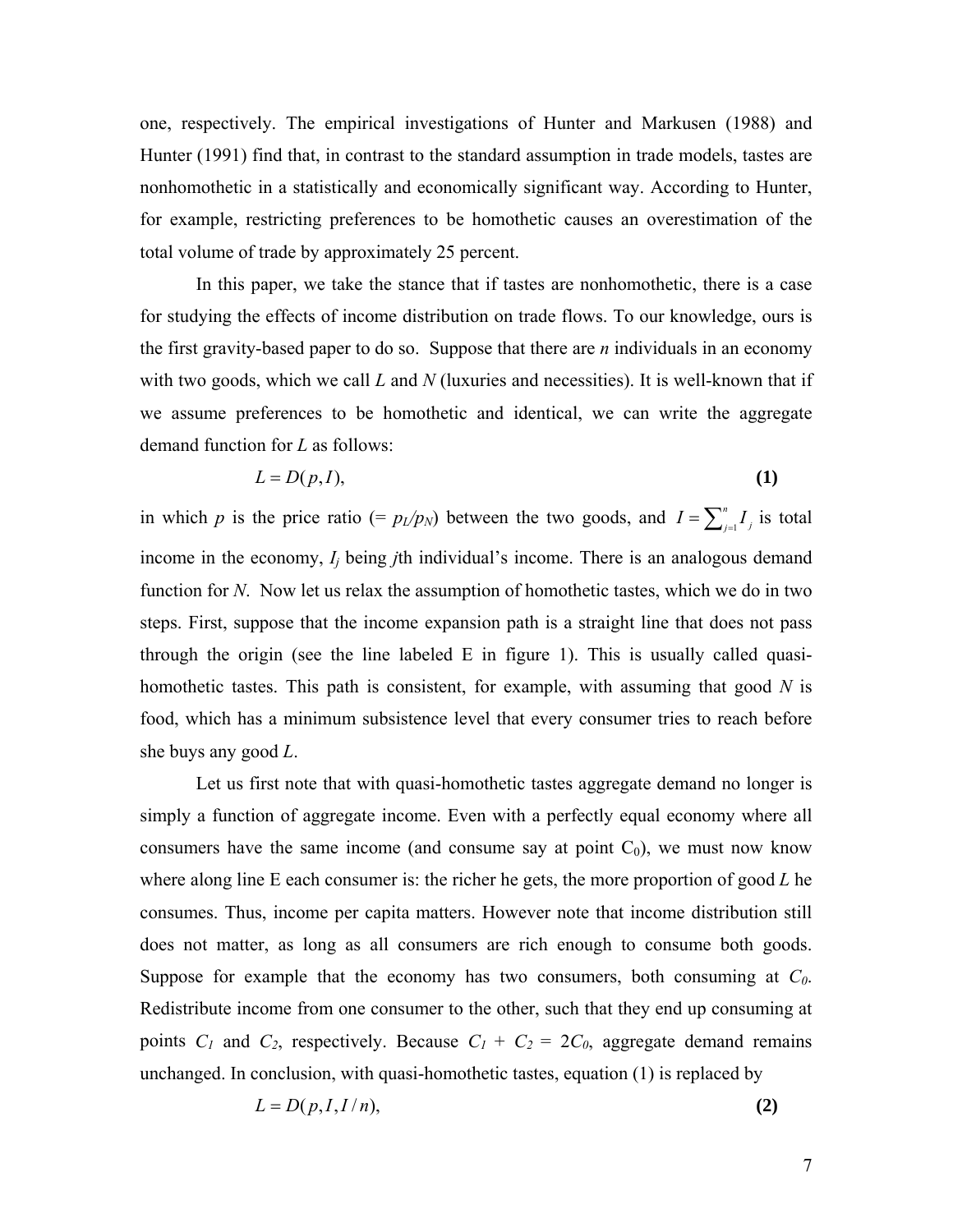one, respectively. The empirical investigations of Hunter and Markusen (1988) and Hunter (1991) find that, in contrast to the standard assumption in trade models, tastes are nonhomothetic in a statistically and economically significant way. According to Hunter, for example, restricting preferences to be homothetic causes an overestimation of the total volume of trade by approximately 25 percent.

In this paper, we take the stance that if tastes are nonhomothetic, there is a case for studying the effects of income distribution on trade flows. To our knowledge, ours is the first gravity-based paper to do so. Suppose that there are $n$ individuals in an economy with two goods, which we call $L$ and $N$ (luxuries and necessities). It is well-known that if we assume preferences to be homothetic and identical, we can write the aggregate demand function for $L$ as follows:

$$L = D(p, I), \tag{1}$$

in which $p$ is the price ratio (= $p_L/p_N$) between the two goods, and $I = \sum_{j=1}^{n} I_j$ is total income in the economy, $I_j$ being $j$th individual's income. There is an analogous demand function for $N$. Now let us relax the assumption of homothetic tastes, which we do in two steps. First, suppose that the income expansion path is a straight line that does not pass through the origin (see the line labeled E in figure 1). This is usually called quasi-homothetic tastes. This path is consistent, for example, with assuming that good $N$ is food, which has a minimum subsistence level that every consumer tries to reach before she buys any good $L$.

Let us first note that with quasi-homothetic tastes aggregate demand no longer is simply a function of aggregate income. Even with a perfectly equal economy where all consumers have the same income (and consume say at point $C_0$), we must now know where along line E each consumer is: the richer he gets, the more proportion of good $L$ he consumes. Thus, income per capita matters. However note that income distribution still does not matter, as long as all consumers are rich enough to consume both goods. Suppose for example that the economy has two consumers, both consuming at $C_0$. Redistribute income from one consumer to the other, such that they end up consuming at points $C_1$ and $C_2$, respectively. Because $C_1 + C_2 = 2C_0$, aggregate demand remains unchanged. In conclusion, with quasi-homothetic tastes, equation (1) is replaced by

$$L = D(p, I, I/n), \tag{2}$$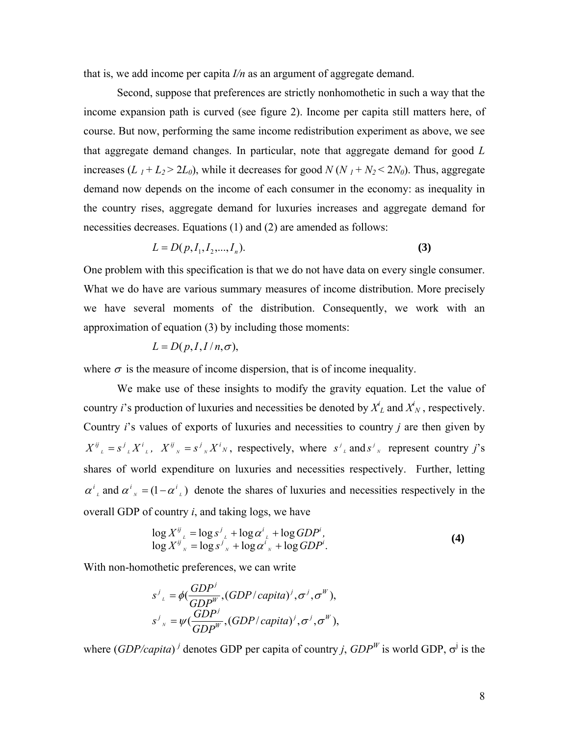that is, we add income per capita $I/n$ as an argument of aggregate demand.

Second, suppose that preferences are strictly nonhomothetic in such a way that the income expansion path is curved (see figure 2). Income per capita still matters here, of course. But now, performing the same income redistribution experiment as above, we see that aggregate demand changes. In particular, note that aggregate demand for good $L$ increases ($L_1 + L_2 > 2L_0$), while it decreases for good $N$ ($N_1 + N_2 < 2N_0$). Thus, aggregate demand now depends on the income of each consumer in the economy: as inequality in the country rises, aggregate demand for luxuries increases and aggregate demand for necessities decreases. Equations (1) and (2) are amended as follows:

$$L = D(p, I_1, I_2, ..., I_n). \tag{3}$$

One problem with this specification is that we do not have data on every single consumer. What we do have are various summary measures of income distribution. More precisely we have several moments of the distribution. Consequently, we work with an approximation of equation (3) by including those moments:

$$L = D(p, I, I/n, \sigma),$$

where $\sigma$ is the measure of income dispersion, that is of income inequality.

We make use of these insights to modify the gravity equation. Let the value of country $i$'s production of luxuries and necessities be denoted by $X^i_L$ and $X^i_N$, respectively. Country $i$'s values of exports of luxuries and necessities to country $j$ are then given by $X^{ij}_L = s^j_L X^i_L$, $X^{ij}_N = s^j_N X^i_N$, respectively, where $s^j_L$ and $s^j_N$ represent country $j$'s shares of world expenditure on luxuries and necessities respectively. Further, letting $\alpha^i_L$ and $\alpha^i_N = (1 - \alpha^i_L)$ denote the shares of luxuries and necessities respectively in the overall GDP of country $i$, and taking logs, we have

$$\begin{aligned} \log X^{ij}_L &= \log s^j_L + \log \alpha^i_L + \log GDP^i, \\ \log X^{ij}_N &= \log s^j_N + \log \alpha^i_N + \log GDP^i. \end{aligned} \tag{4}$$

With non-homothetic preferences, we can write

$$\begin{aligned} s^j_L &= \phi\left(\frac{GDP^j}{GDP^W}, (GDP/capita)^j, \sigma^j, \sigma^W\right), \\ s^j_N &= \psi\left(\frac{GDP^j}{GDP^W}, (GDP/capita)^j, \sigma^j, \sigma^W\right), \end{aligned}$$

where $(GDP/capita)^j$ denotes GDP per capita of country $j$, $GDP^W$ is world GDP, $\sigma^j$ is the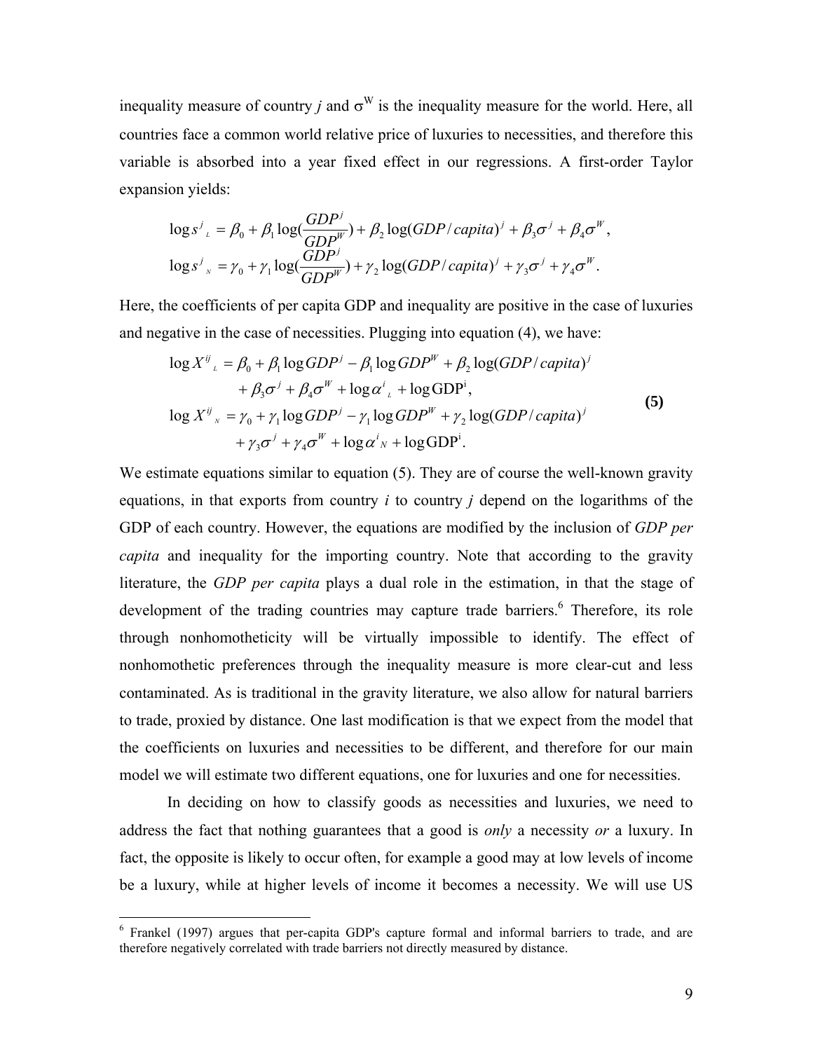inequality measure of country $j$ and $\sigma^W$ is the inequality measure for the world. Here, all countries face a common world relative price of luxuries to necessities, and therefore this variable is absorbed into a year fixed effect in our regressions. A first-order Taylor expansion yields:

$$\log s^j{}_L = \beta_0 + \beta_1 \log(\frac{GDP^j}{GDP^W}) + \beta_2 \log(GDP/capita)^j + \beta_3 \sigma^j + \beta_4 \sigma^W,$$
$$\log s^j{}_N = \gamma_0 + \gamma_1 \log(\frac{GDP^j}{GDP^W}) + \gamma_2 \log(GDP/capita)^j + \gamma_3 \sigma^j + \gamma_4 \sigma^W.$$

Here, the coefficients of per capita GDP and inequality are positive in the case of luxuries and negative in the case of necessities. Plugging into equation (4), we have:

$$\begin{aligned} \log X^{ij}{}_L &= \beta_0 + \beta_1 \log GDP^j - \beta_1 \log GDP^W + \beta_2 \log(GDP/capita)^j \\ &\quad + \beta_3 \sigma^j + \beta_4 \sigma^W + \log \alpha^i{}_L + \log \mathrm{GDP}^i, \\ \log X^{ij}{}_N &= \gamma_0 + \gamma_1 \log GDP^j - \gamma_1 \log GDP^W + \gamma_2 \log(GDP/capita)^j \\ &\quad + \gamma_3 \sigma^j + \gamma_4 \sigma^W + \log \alpha^i{}_N + \log \mathrm{GDP}^i. \end{aligned} \tag{5}$$

We estimate equations similar to equation (5). They are of course the well-known gravity equations, in that exports from country $i$ to country $j$ depend on the logarithms of the GDP of each country. However, the equations are modified by the inclusion of *GDP per capita* and inequality for the importing country. Note that according to the gravity literature, the *GDP per capita* plays a dual role in the estimation, in that the stage of development of the trading countries may capture trade barriers.[6] Therefore, its role through nonhomotheticity will be virtually impossible to identify. The effect of nonhomothetic preferences through the inequality measure is more clear-cut and less contaminated. As is traditional in the gravity literature, we also allow for natural barriers to trade, proxied by distance. One last modification is that we expect from the model that the coefficients on luxuries and necessities to be different, and therefore for our main model we will estimate two different equations, one for luxuries and one for necessities.

In deciding on how to classify goods as necessities and luxuries, we need to address the fact that nothing guarantees that a good is *only* a necessity *or* a luxury. In fact, the opposite is likely to occur often, for example a good may at low levels of income be a luxury, while at higher levels of income it becomes a necessity. We will use US

[6] Frankel (1997) argues that per-capita GDP's capture formal and informal barriers to trade, and are therefore negatively correlated with trade barriers not directly measured by distance.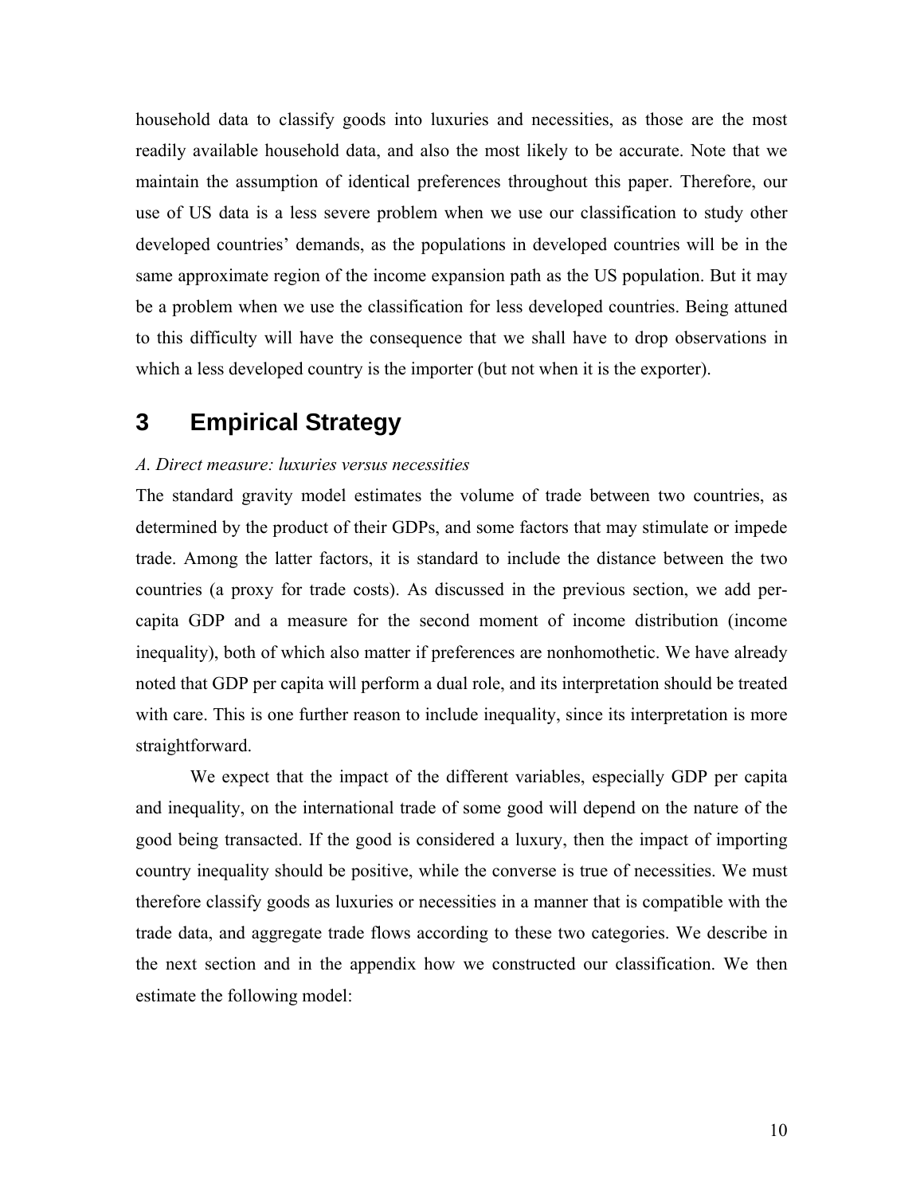household data to classify goods into luxuries and necessities, as those are the most readily available household data, and also the most likely to be accurate. Note that we maintain the assumption of identical preferences throughout this paper. Therefore, our use of US data is a less severe problem when we use our classification to study other developed countries' demands, as the populations in developed countries will be in the same approximate region of the income expansion path as the US population. But it may be a problem when we use the classification for less developed countries. Being attuned to this difficulty will have the consequence that we shall have to drop observations in which a less developed country is the importer (but not when it is the exporter).

# 3 Empirical Strategy

*A. Direct measure: luxuries versus necessities*

The standard gravity model estimates the volume of trade between two countries, as determined by the product of their GDPs, and some factors that may stimulate or impede trade. Among the latter factors, it is standard to include the distance between the two countries (a proxy for trade costs). As discussed in the previous section, we add per-capita GDP and a measure for the second moment of income distribution (income inequality), both of which also matter if preferences are nonhomothetic. We have already noted that GDP per capita will perform a dual role, and its interpretation should be treated with care. This is one further reason to include inequality, since its interpretation is more straightforward.

We expect that the impact of the different variables, especially GDP per capita and inequality, on the international trade of some good will depend on the nature of the good being transacted. If the good is considered a luxury, then the impact of importing country inequality should be positive, while the converse is true of necessities. We must therefore classify goods as luxuries or necessities in a manner that is compatible with the trade data, and aggregate trade flows according to these two categories. We describe in the next section and in the appendix how we constructed our classification. We then estimate the following model: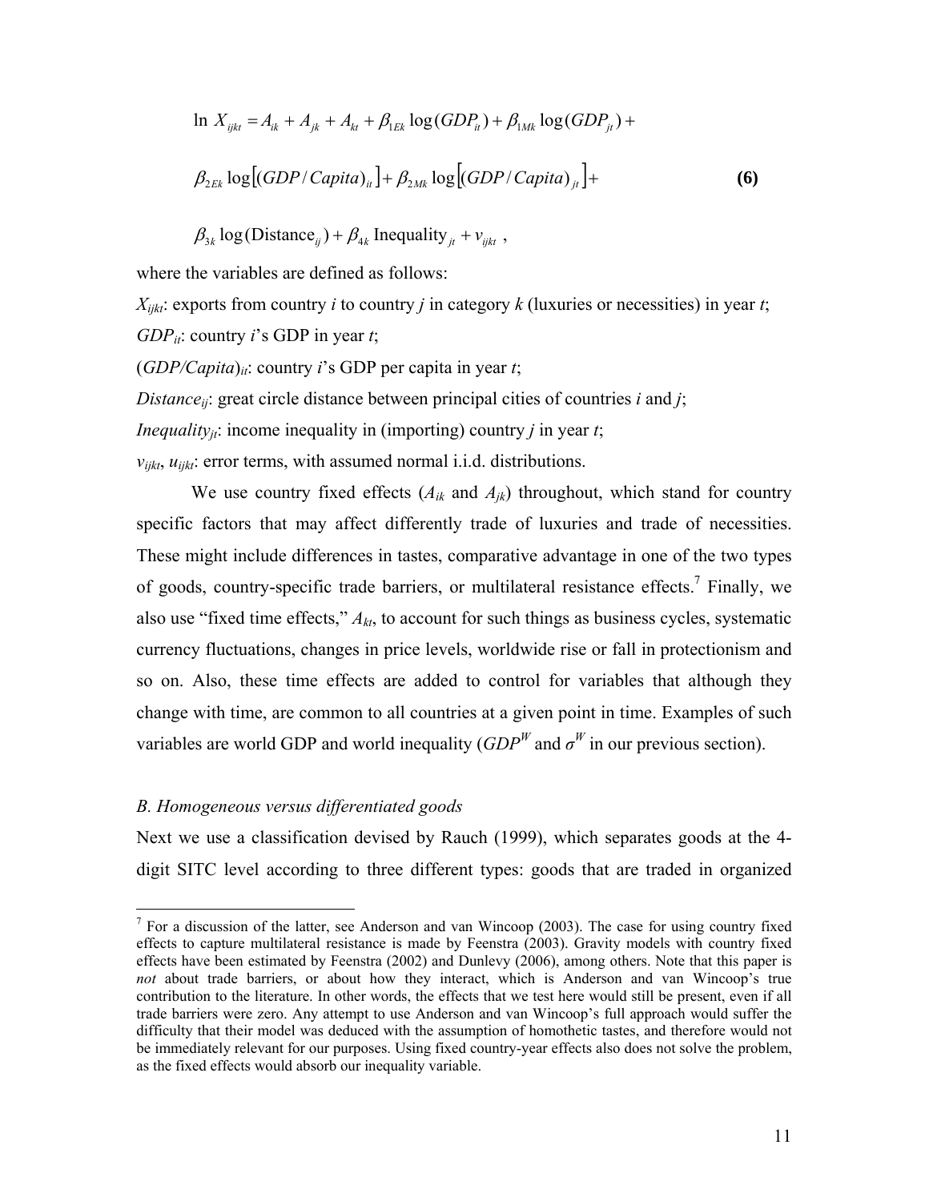$$\ln X_{ijkt} = A_{ik} + A_{jk} + A_{kt} + \beta_{1Ek} \log(GDP_{it}) + \beta_{1Mk} \log(GDP_{jt}) +$$

$$\beta_{2Ek} \log[(GDP/Capita)_{it}] + \beta_{2Mk} \log[(GDP/Capita)_{jt}] + \qquad \textbf{(6)}$$

$$\beta_{3k} \log(\text{Distance}_{ij}) + \beta_{4k} \text{ Inequality}_{jt} + v_{ijkt} \ ,$$

where the variables are defined as follows:

$X_{ijkt}$: exports from country $i$ to country $j$ in category $k$ (luxuries or necessities) in year $t$;

$GDP_{it}$: country $i$'s GDP in year $t$;

$(GDP/Capita)_{it}$: country $i$'s GDP per capita in year $t$;

$Distance_{ij}$: great circle distance between principal cities of countries $i$ and $j$;

$Inequality_{jt}$: income inequality in (importing) country $j$ in year $t$;

$v_{ijkt}$, $u_{ijkt}$: error terms, with assumed normal i.i.d. distributions.

We use country fixed effects ($A_{ik}$ and $A_{jk}$) throughout, which stand for country specific factors that may affect differently trade of luxuries and trade of necessities. These might include differences in tastes, comparative advantage in one of the two types of goods, country-specific trade barriers, or multilateral resistance effects.[7] Finally, we also use "fixed time effects," $A_{kt}$, to account for such things as business cycles, systematic currency fluctuations, changes in price levels, worldwide rise or fall in protectionism and so on. Also, these time effects are added to control for variables that although they change with time, are common to all countries at a given point in time. Examples of such variables are world GDP and world inequality ($GDP^W$ and $\sigma^W$ in our previous section).

*B. Homogeneous versus differentiated goods*

Next we use a classification devised by Rauch (1999), which separates goods at the 4-digit SITC level according to three different types: goods that are traded in organized

[7] For a discussion of the latter, see Anderson and van Wincoop (2003). The case for using country fixed effects to capture multilateral resistance is made by Feenstra (2003). Gravity models with country fixed effects have been estimated by Feenstra (2002) and Dunlevy (2006), among others. Note that this paper is *not* about trade barriers, or about how they interact, which is Anderson and van Wincoop's true contribution to the literature. In other words, the effects that we test here would still be present, even if all trade barriers were zero. Any attempt to use Anderson and van Wincoop's full approach would suffer the difficulty that their model was deduced with the assumption of homothetic tastes, and therefore would not be immediately relevant for our purposes. Using fixed country-year effects also does not solve the problem, as the fixed effects would absorb our inequality variable.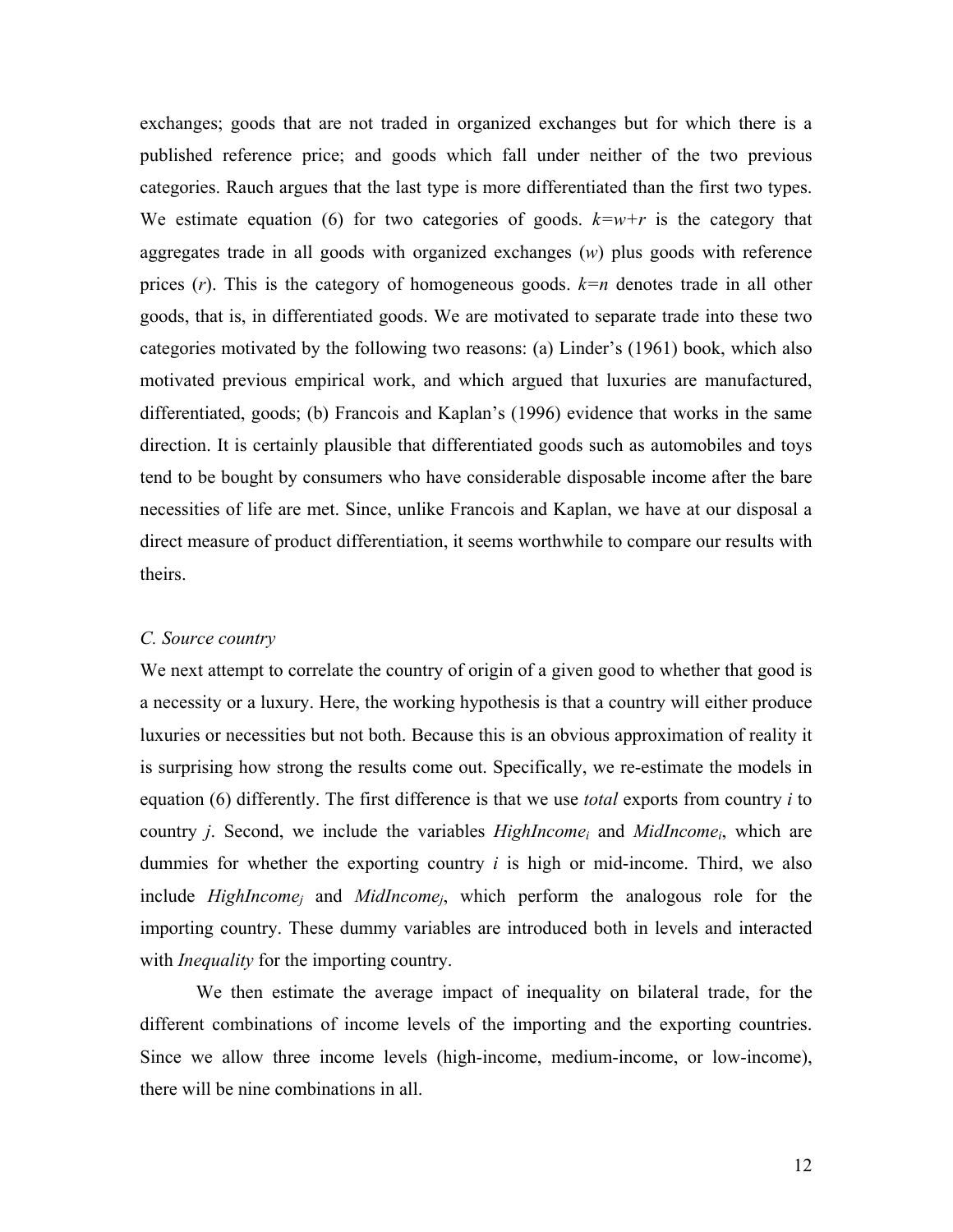exchanges; goods that are not traded in organized exchanges but for which there is a published reference price; and goods which fall under neither of the two previous categories. Rauch argues that the last type is more differentiated than the first two types. We estimate equation (6) for two categories of goods. $k=w+r$ is the category that aggregates trade in all goods with organized exchanges ($w$) plus goods with reference prices ($r$). This is the category of homogeneous goods. $k=n$ denotes trade in all other goods, that is, in differentiated goods. We are motivated to separate trade into these two categories motivated by the following two reasons: (a) Linder's (1961) book, which also motivated previous empirical work, and which argued that luxuries are manufactured, differentiated, goods; (b) Francois and Kaplan's (1996) evidence that works in the same direction. It is certainly plausible that differentiated goods such as automobiles and toys tend to be bought by consumers who have considerable disposable income after the bare necessities of life are met. Since, unlike Francois and Kaplan, we have at our disposal a direct measure of product differentiation, it seems worthwhile to compare our results with theirs.

### *C. Source country*

We next attempt to correlate the country of origin of a given good to whether that good is a necessity or a luxury. Here, the working hypothesis is that a country will either produce luxuries or necessities but not both. Because this is an obvious approximation of reality it is surprising how strong the results come out. Specifically, we re-estimate the models in equation (6) differently. The first difference is that we use *total* exports from country $i$ to country $j$. Second, we include the variables $HighIncome_i$ and $MidIncome_i$, which are dummies for whether the exporting country $i$ is high or mid-income. Third, we also include $HighIncome_j$ and $MidIncome_j$, which perform the analogous role for the importing country. These dummy variables are introduced both in levels and interacted with *Inequality* for the importing country.

We then estimate the average impact of inequality on bilateral trade, for the different combinations of income levels of the importing and the exporting countries. Since we allow three income levels (high-income, medium-income, or low-income), there will be nine combinations in all.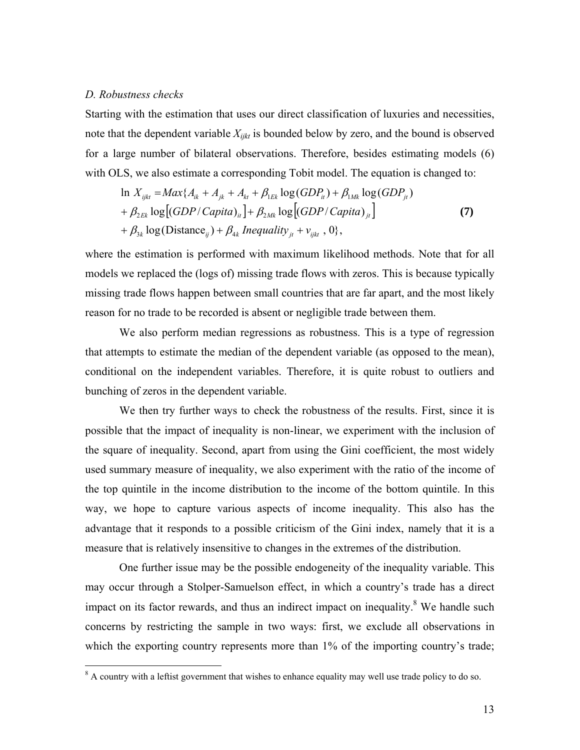### *D. Robustness checks*

Starting with the estimation that uses our direct classification of luxuries and necessities, note that the dependent variable $X_{ijkt}$ is bounded below by zero, and the bound is observed for a large number of bilateral observations. Therefore, besides estimating models (6) with OLS, we also estimate a corresponding Tobit model. The equation is changed to:

$$
\begin{aligned}
\ln X_{ijkt} = & Max\{A_{ik} + A_{jk} + A_{kt} + \beta_{1Ek}\log(GDP_{it}) + \beta_{1Mk}\log(GDP_{jt}) \\
& + \beta_{2Ek}\log\left[(GDP/Capita)_{it}\right] + \beta_{2Mk}\log\left[(GDP/Capita)_{jt}\right] \\
& + \beta_{3k}\log(\text{Distance}_{ij}) + \beta_{4k}\, Inequality_{jt} + v_{ijkt}\ ,\ 0\},
\end{aligned}
\qquad \textbf{(7)}
$$

where the estimation is performed with maximum likelihood methods. Note that for all models we replaced the (logs of) missing trade flows with zeros. This is because typically missing trade flows happen between small countries that are far apart, and the most likely reason for no trade to be recorded is absent or negligible trade between them.

We also perform median regressions as robustness. This is a type of regression that attempts to estimate the median of the dependent variable (as opposed to the mean), conditional on the independent variables. Therefore, it is quite robust to outliers and bunching of zeros in the dependent variable.

We then try further ways to check the robustness of the results. First, since it is possible that the impact of inequality is non-linear, we experiment with the inclusion of the square of inequality. Second, apart from using the Gini coefficient, the most widely used summary measure of inequality, we also experiment with the ratio of the income of the top quintile in the income distribution to the income of the bottom quintile. In this way, we hope to capture various aspects of income inequality. This also has the advantage that it responds to a possible criticism of the Gini index, namely that it is a measure that is relatively insensitive to changes in the extremes of the distribution.

One further issue may be the possible endogeneity of the inequality variable. This may occur through a Stolper-Samuelson effect, in which a country's trade has a direct impact on its factor rewards, and thus an indirect impact on inequality.[8] We handle such concerns by restricting the sample in two ways: first, we exclude all observations in which the exporting country represents more than 1% of the importing country's trade;

[8] A country with a leftist government that wishes to enhance equality may well use trade policy to do so.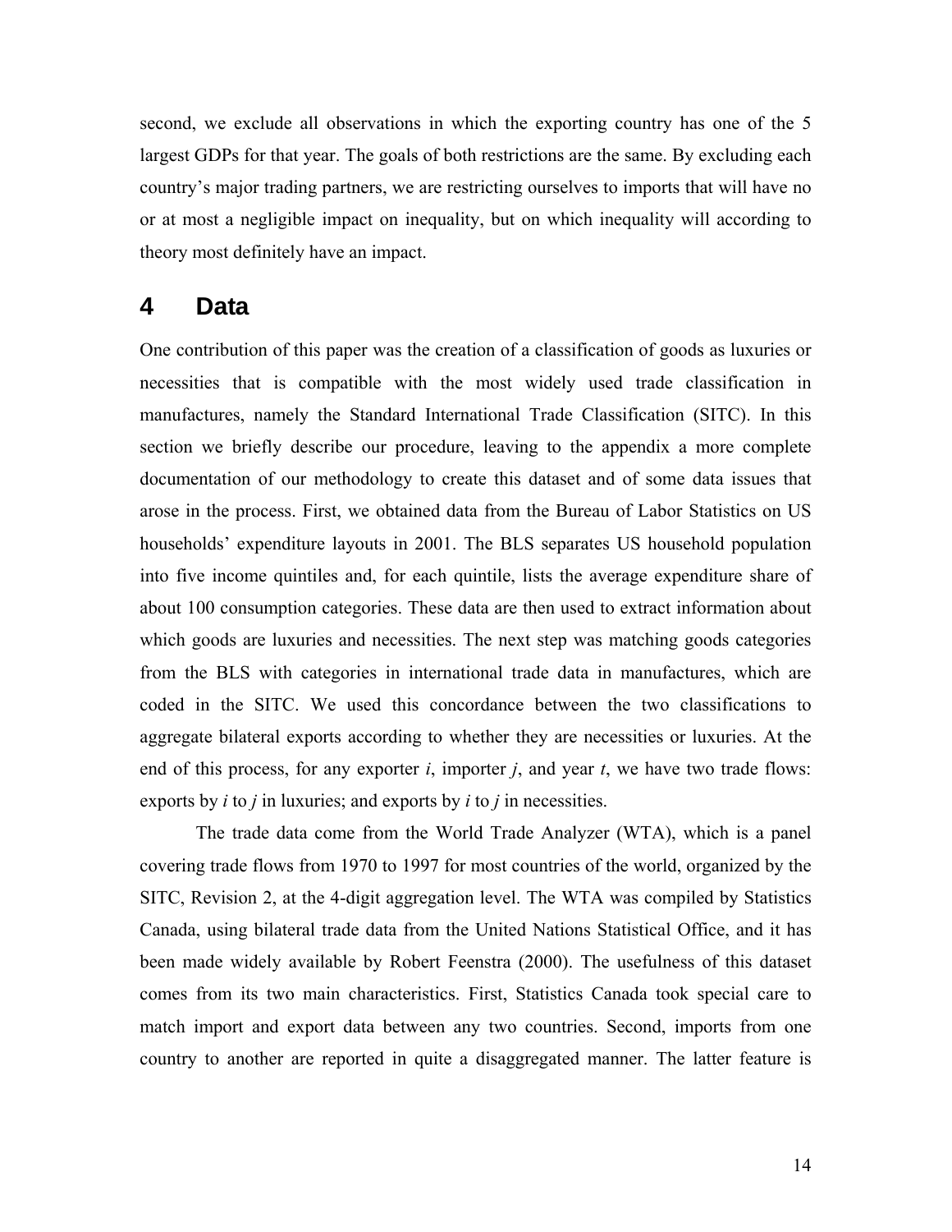second, we exclude all observations in which the exporting country has one of the 5 largest GDPs for that year. The goals of both restrictions are the same. By excluding each country's major trading partners, we are restricting ourselves to imports that will have no or at most a negligible impact on inequality, but on which inequality will according to theory most definitely have an impact.

# 4 Data

One contribution of this paper was the creation of a classification of goods as luxuries or necessities that is compatible with the most widely used trade classification in manufactures, namely the Standard International Trade Classification (SITC). In this section we briefly describe our procedure, leaving to the appendix a more complete documentation of our methodology to create this dataset and of some data issues that arose in the process. First, we obtained data from the Bureau of Labor Statistics on US households' expenditure layouts in 2001. The BLS separates US household population into five income quintiles and, for each quintile, lists the average expenditure share of about 100 consumption categories. These data are then used to extract information about which goods are luxuries and necessities. The next step was matching goods categories from the BLS with categories in international trade data in manufactures, which are coded in the SITC. We used this concordance between the two classifications to aggregate bilateral exports according to whether they are necessities or luxuries. At the end of this process, for any exporter $i$, importer $j$, and year $t$, we have two trade flows: exports by $i$ to $j$ in luxuries; and exports by $i$ to $j$ in necessities.

The trade data come from the World Trade Analyzer (WTA), which is a panel covering trade flows from 1970 to 1997 for most countries of the world, organized by the SITC, Revision 2, at the 4-digit aggregation level. The WTA was compiled by Statistics Canada, using bilateral trade data from the United Nations Statistical Office, and it has been made widely available by Robert Feenstra (2000). The usefulness of this dataset comes from its two main characteristics. First, Statistics Canada took special care to match import and export data between any two countries. Second, imports from one country to another are reported in quite a disaggregated manner. The latter feature is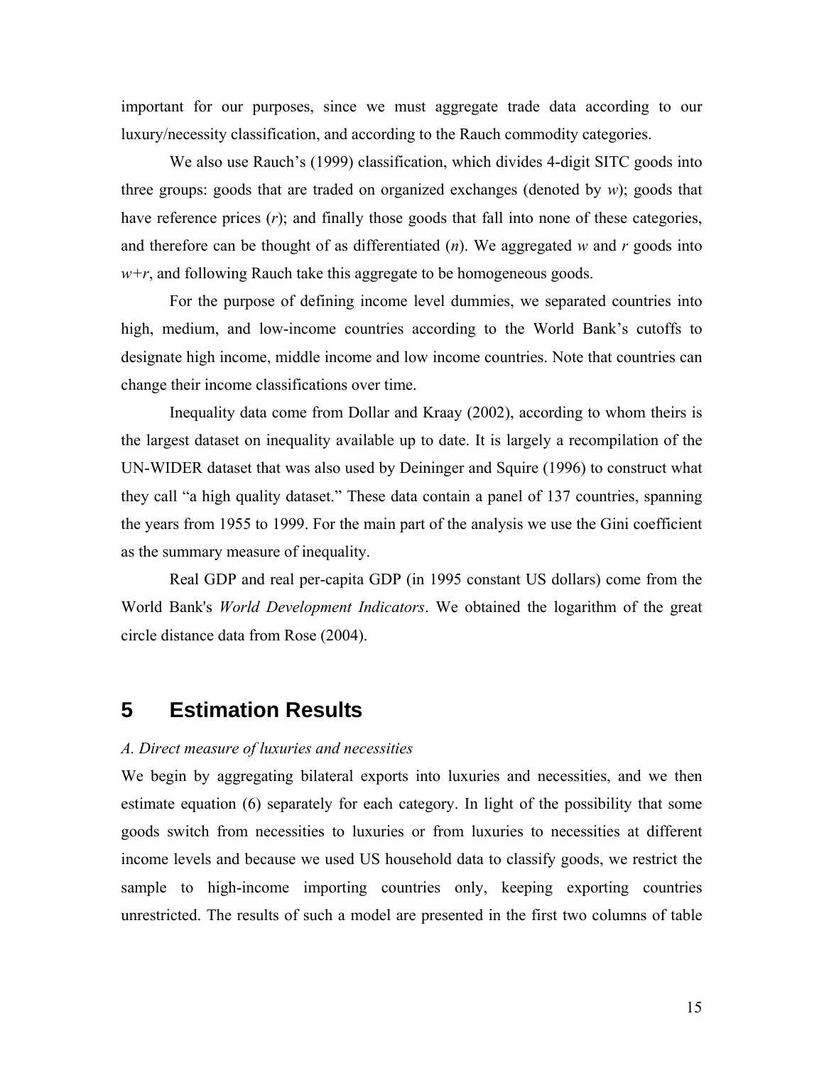important for our purposes, since we must aggregate trade data according to our luxury/necessity classification, and according to the Rauch commodity categories.

We also use Rauch's (1999) classification, which divides 4-digit SITC goods into three groups: goods that are traded on organized exchanges (denoted by $w$); goods that have reference prices ($r$); and finally those goods that fall into none of these categories, and therefore can be thought of as differentiated ($n$). We aggregated $w$ and $r$ goods into $w+r$, and following Rauch take this aggregate to be homogeneous goods.

For the purpose of defining income level dummies, we separated countries into high, medium, and low-income countries according to the World Bank's cutoffs to designate high income, middle income and low income countries. Note that countries can change their income classifications over time.

Inequality data come from Dollar and Kraay (2002), according to whom theirs is the largest dataset on inequality available up to date. It is largely a recompilation of the UN-WIDER dataset that was also used by Deininger and Squire (1996) to construct what they call "a high quality dataset." These data contain a panel of 137 countries, spanning the years from 1955 to 1999. For the main part of the analysis we use the Gini coefficient as the summary measure of inequality.

Real GDP and real per-capita GDP (in 1995 constant US dollars) come from the World Bank's *World Development Indicators*. We obtained the logarithm of the great circle distance data from Rose (2004).

# 5 Estimation Results

*A. Direct measure of luxuries and necessities*

We begin by aggregating bilateral exports into luxuries and necessities, and we then estimate equation (6) separately for each category. In light of the possibility that some goods switch from necessities to luxuries or from luxuries to necessities at different income levels and because we used US household data to classify goods, we restrict the sample to high-income importing countries only, keeping exporting countries unrestricted. The results of such a model are presented in the first two columns of table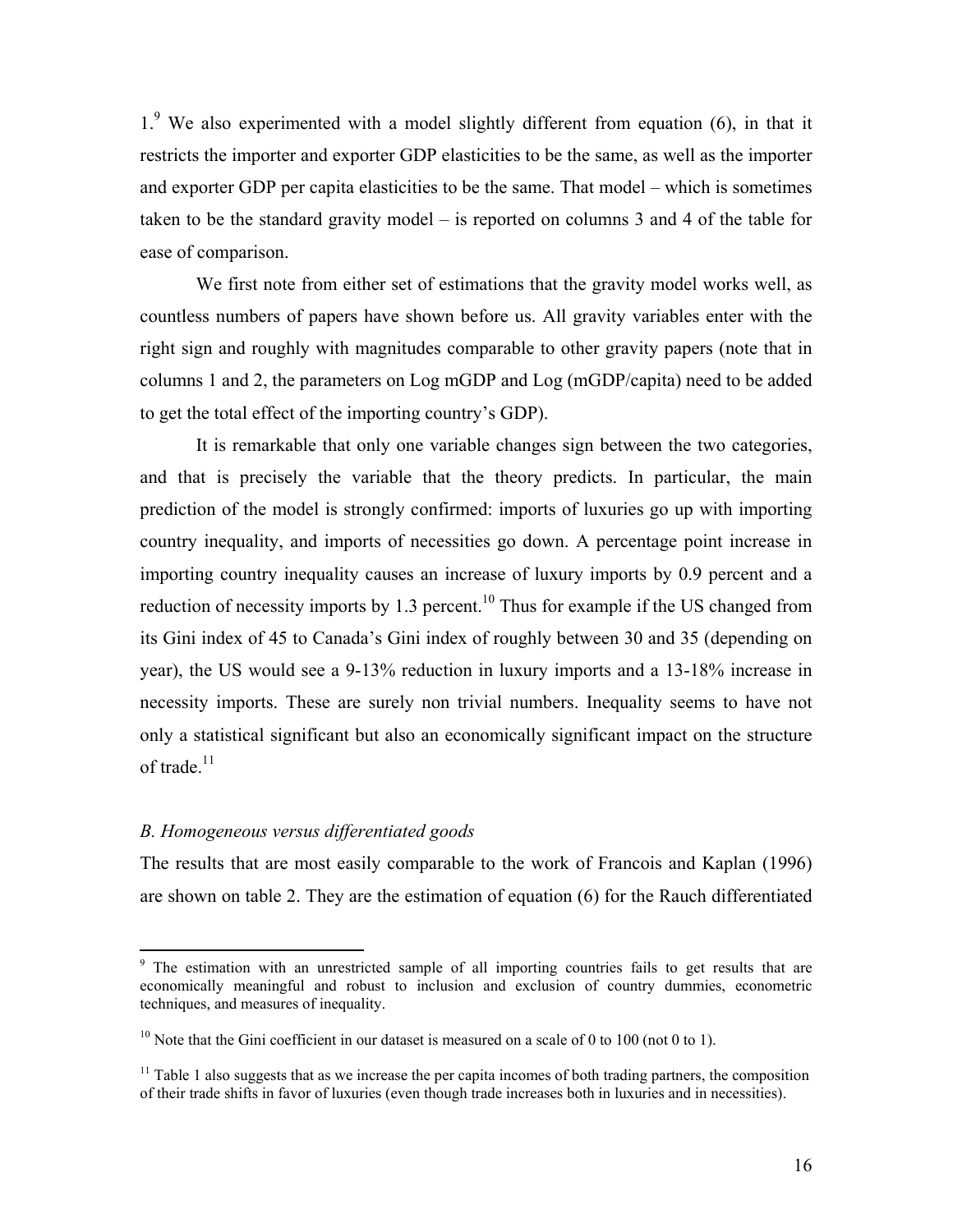1.[9] We also experimented with a model slightly different from equation (6), in that it restricts the importer and exporter GDP elasticities to be the same, as well as the importer and exporter GDP per capita elasticities to be the same. That model – which is sometimes taken to be the standard gravity model – is reported on columns 3 and 4 of the table for ease of comparison.

We first note from either set of estimations that the gravity model works well, as countless numbers of papers have shown before us. All gravity variables enter with the right sign and roughly with magnitudes comparable to other gravity papers (note that in columns 1 and 2, the parameters on Log mGDP and Log (mGDP/capita) need to be added to get the total effect of the importing country's GDP).

It is remarkable that only one variable changes sign between the two categories, and that is precisely the variable that the theory predicts. In particular, the main prediction of the model is strongly confirmed: imports of luxuries go up with importing country inequality, and imports of necessities go down. A percentage point increase in importing country inequality causes an increase of luxury imports by 0.9 percent and a reduction of necessity imports by 1.3 percent.[10] Thus for example if the US changed from its Gini index of 45 to Canada's Gini index of roughly between 30 and 35 (depending on year), the US would see a 9-13% reduction in luxury imports and a 13-18% increase in necessity imports. These are surely non trivial numbers. Inequality seems to have not only a statistical significant but also an economically significant impact on the structure of trade.[11]

### *B. Homogeneous versus differentiated goods*

The results that are most easily comparable to the work of Francois and Kaplan (1996) are shown on table 2. They are the estimation of equation (6) for the Rauch differentiated

---

[9] The estimation with an unrestricted sample of all importing countries fails to get results that are economically meaningful and robust to inclusion and exclusion of country dummies, econometric techniques, and measures of inequality.

[10] Note that the Gini coefficient in our dataset is measured on a scale of 0 to 100 (not 0 to 1).

[11] Table 1 also suggests that as we increase the per capita incomes of both trading partners, the composition of their trade shifts in favor of luxuries (even though trade increases both in luxuries and in necessities).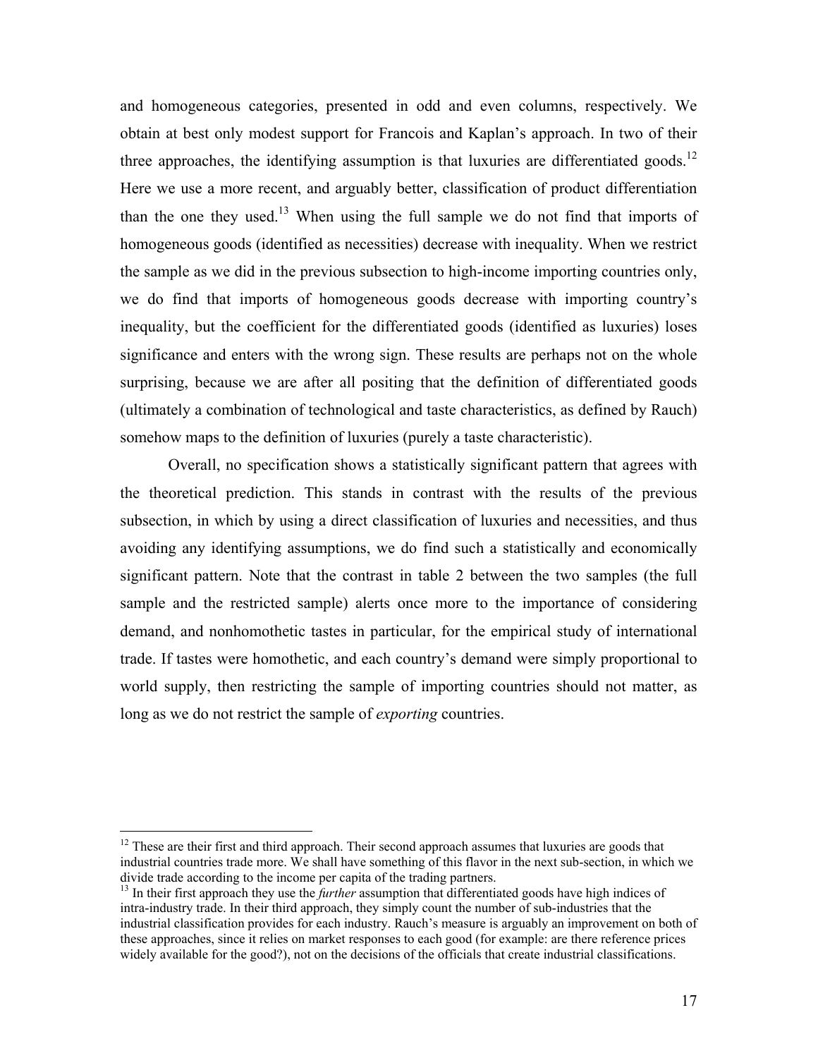and homogeneous categories, presented in odd and even columns, respectively. We obtain at best only modest support for Francois and Kaplan's approach. In two of their three approaches, the identifying assumption is that luxuries are differentiated goods.[12] Here we use a more recent, and arguably better, classification of product differentiation than the one they used.[13] When using the full sample we do not find that imports of homogeneous goods (identified as necessities) decrease with inequality. When we restrict the sample as we did in the previous subsection to high-income importing countries only, we do find that imports of homogeneous goods decrease with importing country's inequality, but the coefficient for the differentiated goods (identified as luxuries) loses significance and enters with the wrong sign. These results are perhaps not on the whole surprising, because we are after all positing that the definition of differentiated goods (ultimately a combination of technological and taste characteristics, as defined by Rauch) somehow maps to the definition of luxuries (purely a taste characteristic).

Overall, no specification shows a statistically significant pattern that agrees with the theoretical prediction. This stands in contrast with the results of the previous subsection, in which by using a direct classification of luxuries and necessities, and thus avoiding any identifying assumptions, we do find such a statistically and economically significant pattern. Note that the contrast in table 2 between the two samples (the full sample and the restricted sample) alerts once more to the importance of considering demand, and nonhomothetic tastes in particular, for the empirical study of international trade. If tastes were homothetic, and each country's demand were simply proportional to world supply, then restricting the sample of importing countries should not matter, as long as we do not restrict the sample of *exporting* countries.

---

[12] These are their first and third approach. Their second approach assumes that luxuries are goods that industrial countries trade more. We shall have something of this flavor in the next sub-section, in which we divide trade according to the income per capita of the trading partners.

[13] In their first approach they use the *further* assumption that differentiated goods have high indices of intra-industry trade. In their third approach, they simply count the number of sub-industries that the industrial classification provides for each industry. Rauch's measure is arguably an improvement on both of these approaches, since it relies on market responses to each good (for example: are there reference prices widely available for the good?), not on the decisions of the officials that create industrial classifications.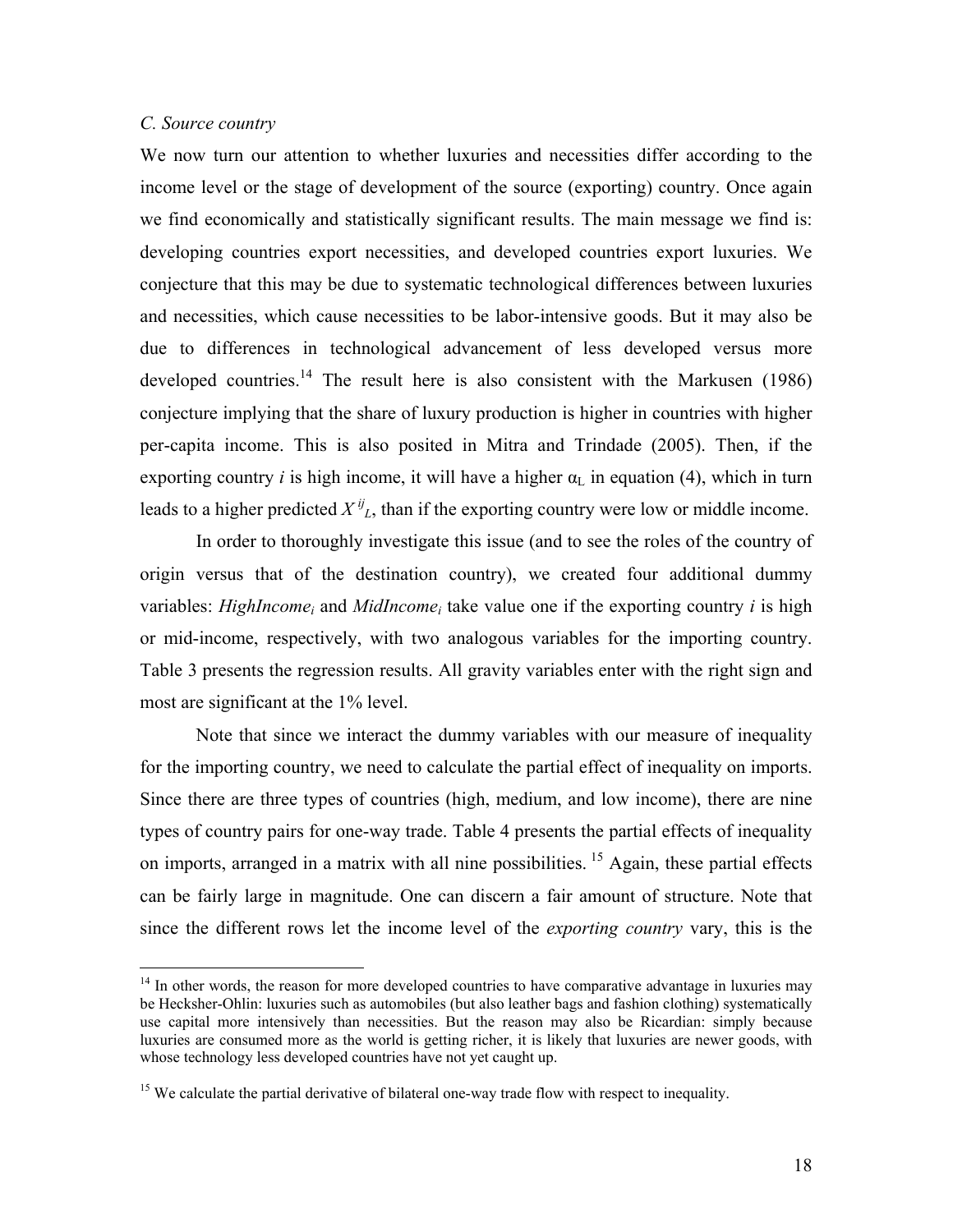*C. Source country*

We now turn our attention to whether luxuries and necessities differ according to the income level or the stage of development of the source (exporting) country. Once again we find economically and statistically significant results. The main message we find is: developing countries export necessities, and developed countries export luxuries. We conjecture that this may be due to systematic technological differences between luxuries and necessities, which cause necessities to be labor-intensive goods. But it may also be due to differences in technological advancement of less developed versus more developed countries.[14] The result here is also consistent with the Markusen (1986) conjecture implying that the share of luxury production is higher in countries with higher per-capita income. This is also posited in Mitra and Trindade (2005). Then, if the exporting country *i* is high income, it will have a higher $\alpha_L$ in equation (4), which in turn leads to a higher predicted $X^{ij}_L$, than if the exporting country were low or middle income.

In order to thoroughly investigate this issue (and to see the roles of the country of origin versus that of the destination country), we created four additional dummy variables: $HighIncome_i$ and $MidIncome_i$ take value one if the exporting country *i* is high or mid-income, respectively, with two analogous variables for the importing country. Table 3 presents the regression results. All gravity variables enter with the right sign and most are significant at the 1% level.

Note that since we interact the dummy variables with our measure of inequality for the importing country, we need to calculate the partial effect of inequality on imports. Since there are three types of countries (high, medium, and low income), there are nine types of country pairs for one-way trade. Table 4 presents the partial effects of inequality on imports, arranged in a matrix with all nine possibilities.[15] Again, these partial effects can be fairly large in magnitude. One can discern a fair amount of structure. Note that since the different rows let the income level of the *exporting country* vary, this is the

---

[14] In other words, the reason for more developed countries to have comparative advantage in luxuries may be Hecksher-Ohlin: luxuries such as automobiles (but also leather bags and fashion clothing) systematically use capital more intensively than necessities. But the reason may also be Ricardian: simply because luxuries are consumed more as the world is getting richer, it is likely that luxuries are newer goods, with whose technology less developed countries have not yet caught up.

[15] We calculate the partial derivative of bilateral one-way trade flow with respect to inequality.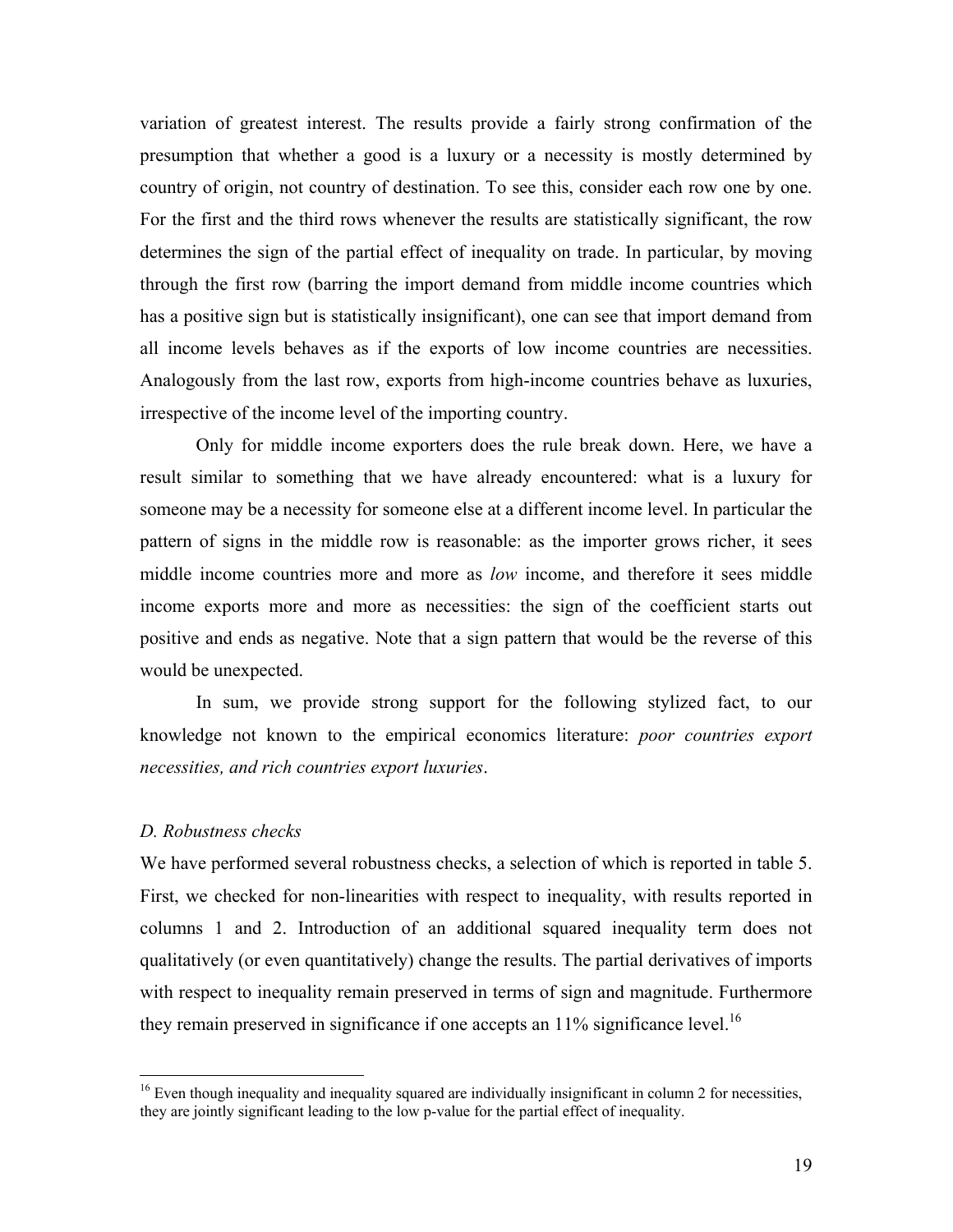variation of greatest interest. The results provide a fairly strong confirmation of the presumption that whether a good is a luxury or a necessity is mostly determined by country of origin, not country of destination. To see this, consider each row one by one. For the first and the third rows whenever the results are statistically significant, the row determines the sign of the partial effect of inequality on trade. In particular, by moving through the first row (barring the import demand from middle income countries which has a positive sign but is statistically insignificant), one can see that import demand from all income levels behaves as if the exports of low income countries are necessities. Analogously from the last row, exports from high-income countries behave as luxuries, irrespective of the income level of the importing country.

Only for middle income exporters does the rule break down. Here, we have a result similar to something that we have already encountered: what is a luxury for someone may be a necessity for someone else at a different income level. In particular the pattern of signs in the middle row is reasonable: as the importer grows richer, it sees middle income countries more and more as *low* income, and therefore it sees middle income exports more and more as necessities: the sign of the coefficient starts out positive and ends as negative. Note that a sign pattern that would be the reverse of this would be unexpected.

In sum, we provide strong support for the following stylized fact, to our knowledge not known to the empirical economics literature: *poor countries export necessities, and rich countries export luxuries*.

### *D. Robustness checks*

We have performed several robustness checks, a selection of which is reported in table 5. First, we checked for non-linearities with respect to inequality, with results reported in columns 1 and 2. Introduction of an additional squared inequality term does not qualitatively (or even quantitatively) change the results. The partial derivatives of imports with respect to inequality remain preserved in terms of sign and magnitude. Furthermore they remain preserved in significance if one accepts an 11% significance level.[16]

[16] Even though inequality and inequality squared are individually insignificant in column 2 for necessities, they are jointly significant leading to the low p-value for the partial effect of inequality.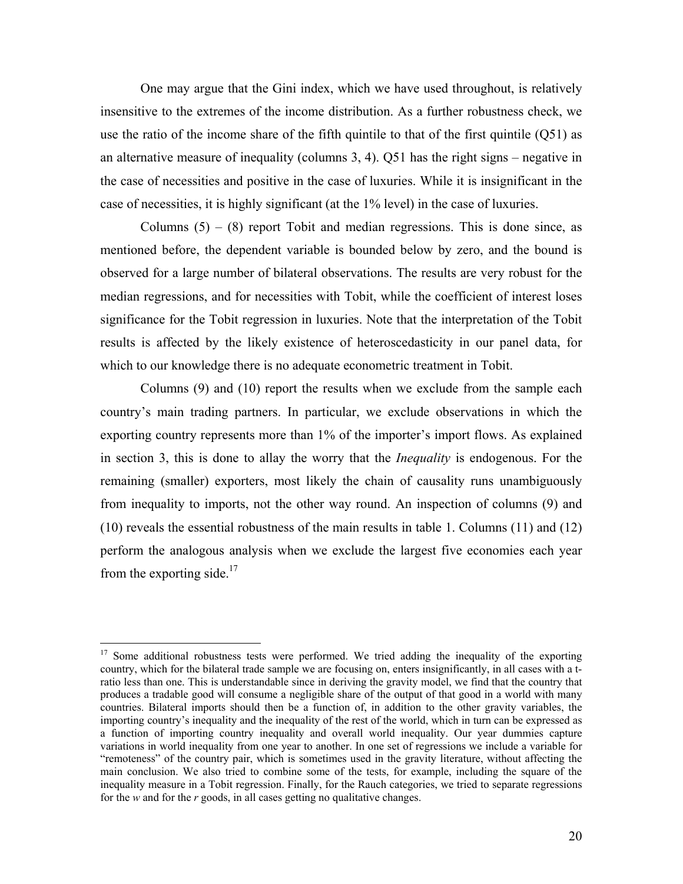One may argue that the Gini index, which we have used throughout, is relatively insensitive to the extremes of the income distribution. As a further robustness check, we use the ratio of the income share of the fifth quintile to that of the first quintile (Q51) as an alternative measure of inequality (columns 3, 4). Q51 has the right signs – negative in the case of necessities and positive in the case of luxuries. While it is insignificant in the case of necessities, it is highly significant (at the 1% level) in the case of luxuries.

Columns (5) – (8) report Tobit and median regressions. This is done since, as mentioned before, the dependent variable is bounded below by zero, and the bound is observed for a large number of bilateral observations. The results are very robust for the median regressions, and for necessities with Tobit, while the coefficient of interest loses significance for the Tobit regression in luxuries. Note that the interpretation of the Tobit results is affected by the likely existence of heteroscedasticity in our panel data, for which to our knowledge there is no adequate econometric treatment in Tobit.

Columns (9) and (10) report the results when we exclude from the sample each country's main trading partners. In particular, we exclude observations in which the exporting country represents more than 1% of the importer's import flows. As explained in section 3, this is done to allay the worry that the *Inequality* is endogenous. For the remaining (smaller) exporters, most likely the chain of causality runs unambiguously from inequality to imports, not the other way round. An inspection of columns (9) and (10) reveals the essential robustness of the main results in table 1. Columns (11) and (12) perform the analogous analysis when we exclude the largest five economies each year from the exporting side.[17]

---

[17] Some additional robustness tests were performed. We tried adding the inequality of the exporting country, which for the bilateral trade sample we are focusing on, enters insignificantly, in all cases with a t-ratio less than one. This is understandable since in deriving the gravity model, we find that the country that produces a tradable good will consume a negligible share of the output of that good in a world with many countries. Bilateral imports should then be a function of, in addition to the other gravity variables, the importing country's inequality and the inequality of the rest of the world, which in turn can be expressed as a function of importing country inequality and overall world inequality. Our year dummies capture variations in world inequality from one year to another. In one set of regressions we include a variable for "remoteness" of the country pair, which is sometimes used in the gravity literature, without affecting the main conclusion. We also tried to combine some of the tests, for example, including the square of the inequality measure in a Tobit regression. Finally, for the Rauch categories, we tried to separate regressions for the *w* and for the *r* goods, in all cases getting no qualitative changes.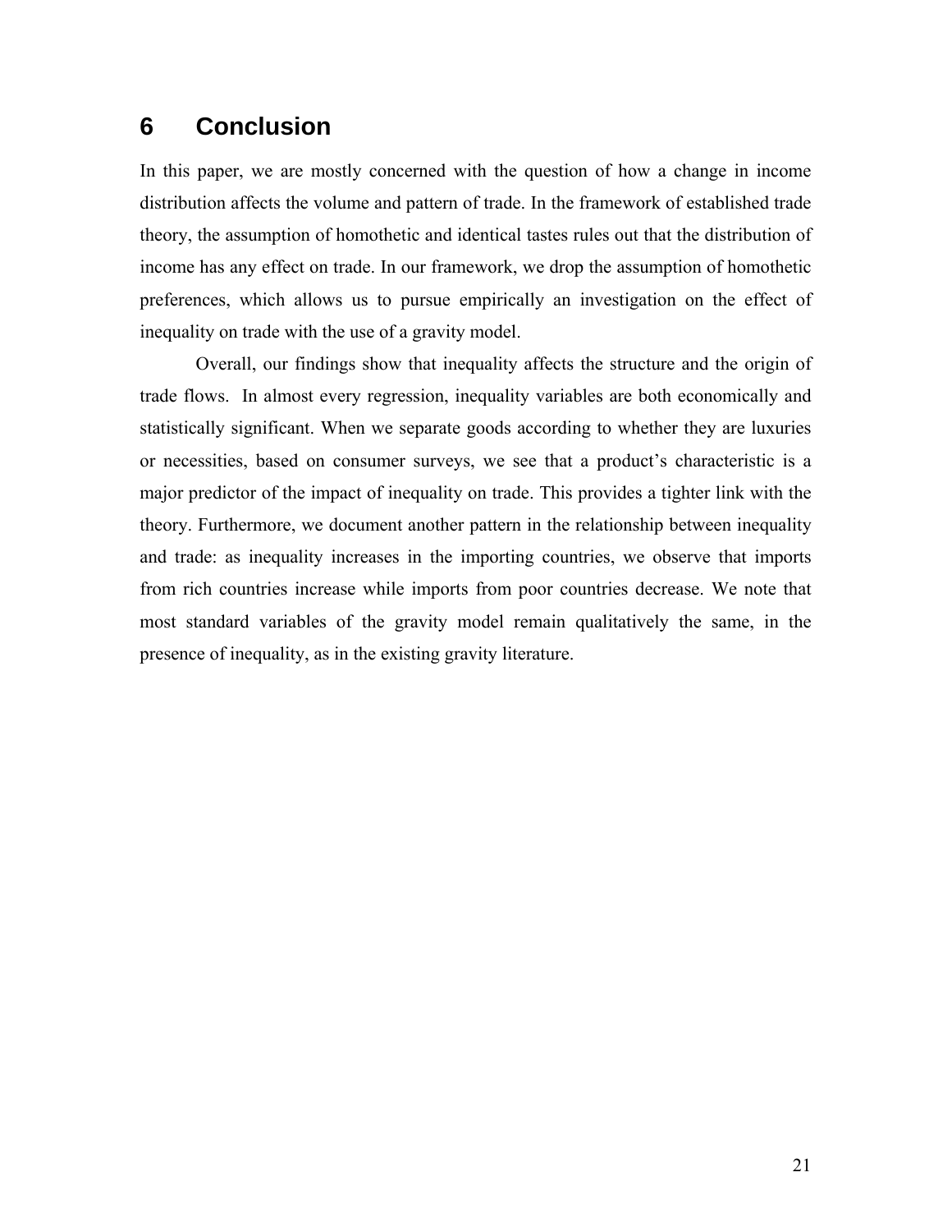## 6 Conclusion

In this paper, we are mostly concerned with the question of how a change in income distribution affects the volume and pattern of trade. In the framework of established trade theory, the assumption of homothetic and identical tastes rules out that the distribution of income has any effect on trade. In our framework, we drop the assumption of homothetic preferences, which allows us to pursue empirically an investigation on the effect of inequality on trade with the use of a gravity model.

Overall, our findings show that inequality affects the structure and the origin of trade flows. In almost every regression, inequality variables are both economically and statistically significant. When we separate goods according to whether they are luxuries or necessities, based on consumer surveys, we see that a product's characteristic is a major predictor of the impact of inequality on trade. This provides a tighter link with the theory. Furthermore, we document another pattern in the relationship between inequality and trade: as inequality increases in the importing countries, we observe that imports from rich countries increase while imports from poor countries decrease. We note that most standard variables of the gravity model remain qualitatively the same, in the presence of inequality, as in the existing gravity literature.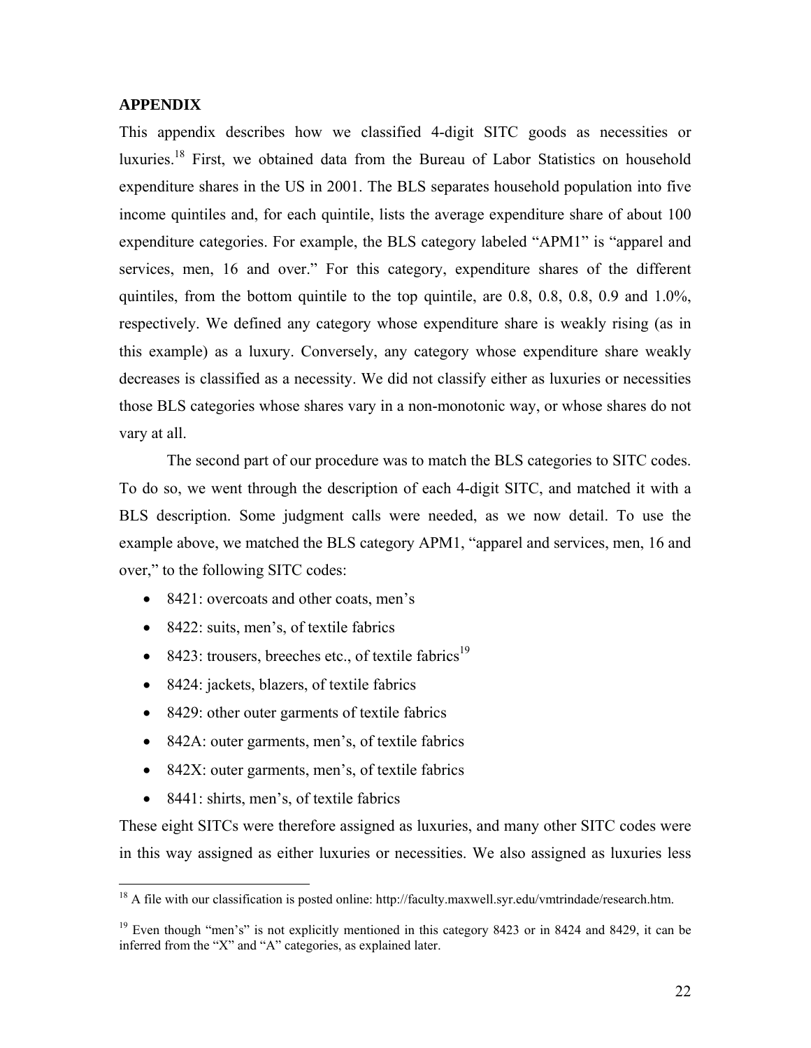## APPENDIX

This appendix describes how we classified 4-digit SITC goods as necessities or luxuries.[18] First, we obtained data from the Bureau of Labor Statistics on household expenditure shares in the US in 2001. The BLS separates household population into five income quintiles and, for each quintile, lists the average expenditure share of about 100 expenditure categories. For example, the BLS category labeled "APM1" is "apparel and services, men, 16 and over." For this category, expenditure shares of the different quintiles, from the bottom quintile to the top quintile, are 0.8, 0.8, 0.8, 0.9 and 1.0%, respectively. We defined any category whose expenditure share is weakly rising (as in this example) as a luxury. Conversely, any category whose expenditure share weakly decreases is classified as a necessity. We did not classify either as luxuries or necessities those BLS categories whose shares vary in a non-monotonic way, or whose shares do not vary at all.

The second part of our procedure was to match the BLS categories to SITC codes. To do so, we went through the description of each 4-digit SITC, and matched it with a BLS description. Some judgment calls were needed, as we now detail. To use the example above, we matched the BLS category APM1, "apparel and services, men, 16 and over," to the following SITC codes:

- 8421: overcoats and other coats, men's
- 8422: suits, men's, of textile fabrics
- 8423: trousers, breeches etc., of textile fabrics[19]
- 8424: jackets, blazers, of textile fabrics
- 8429: other outer garments of textile fabrics
- 842A: outer garments, men's, of textile fabrics
- 842X: outer garments, men's, of textile fabrics
- 8441: shirts, men's, of textile fabrics

These eight SITCs were therefore assigned as luxuries, and many other SITC codes were in this way assigned as either luxuries or necessities. We also assigned as luxuries less

---

[18] A file with our classification is posted online: http://faculty.maxwell.syr.edu/vmtrindade/research.htm.

[19] Even though "men's" is not explicitly mentioned in this category 8423 or in 8424 and 8429, it can be inferred from the "X" and "A" categories, as explained later.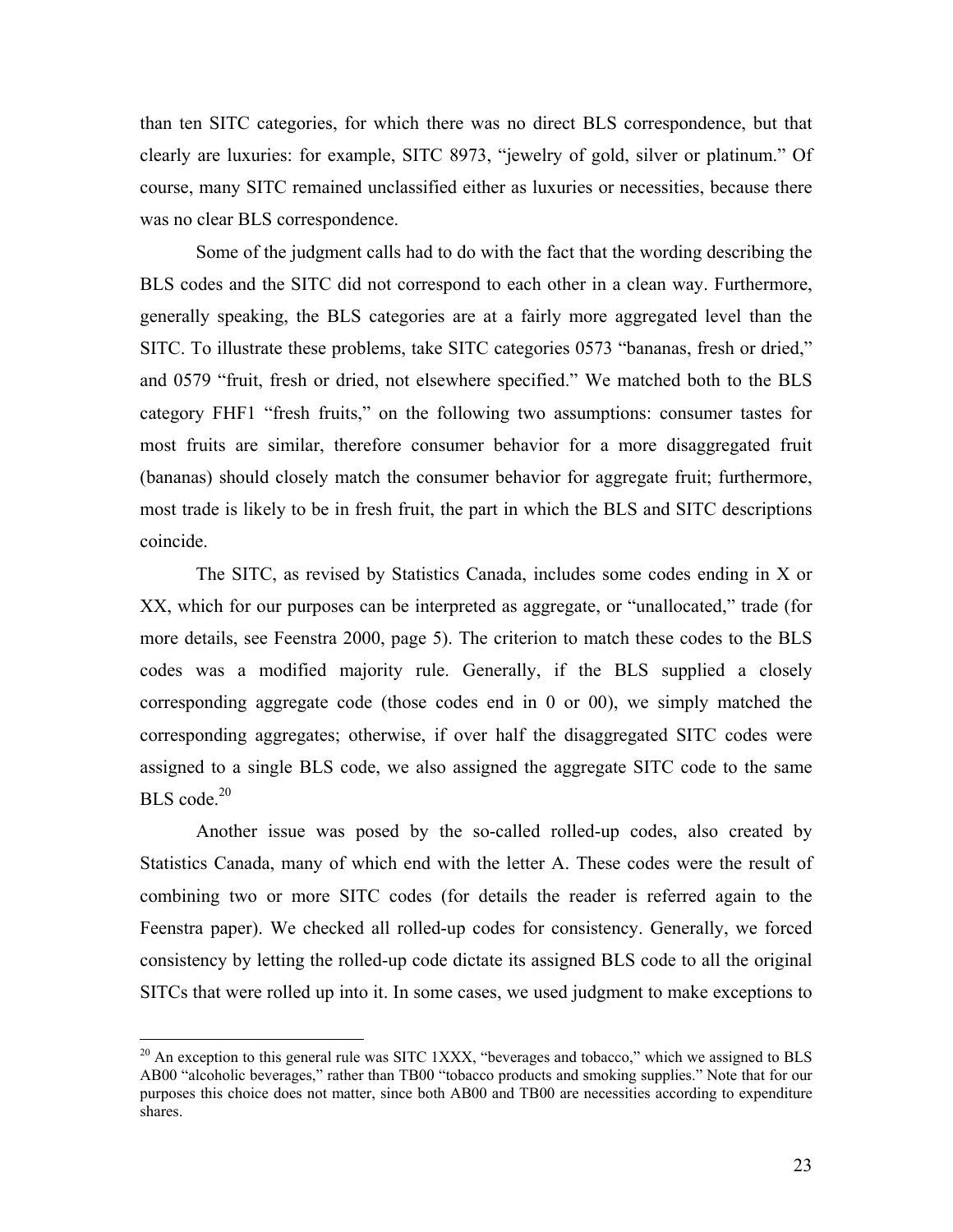than ten SITC categories, for which there was no direct BLS correspondence, but that clearly are luxuries: for example, SITC 8973, "jewelry of gold, silver or platinum." Of course, many SITC remained unclassified either as luxuries or necessities, because there was no clear BLS correspondence.

Some of the judgment calls had to do with the fact that the wording describing the BLS codes and the SITC did not correspond to each other in a clean way. Furthermore, generally speaking, the BLS categories are at a fairly more aggregated level than the SITC. To illustrate these problems, take SITC categories 0573 "bananas, fresh or dried," and 0579 "fruit, fresh or dried, not elsewhere specified." We matched both to the BLS category FHF1 "fresh fruits," on the following two assumptions: consumer tastes for most fruits are similar, therefore consumer behavior for a more disaggregated fruit (bananas) should closely match the consumer behavior for aggregate fruit; furthermore, most trade is likely to be in fresh fruit, the part in which the BLS and SITC descriptions coincide.

The SITC, as revised by Statistics Canada, includes some codes ending in X or XX, which for our purposes can be interpreted as aggregate, or "unallocated," trade (for more details, see Feenstra 2000, page 5). The criterion to match these codes to the BLS codes was a modified majority rule. Generally, if the BLS supplied a closely corresponding aggregate code (those codes end in 0 or 00), we simply matched the corresponding aggregates; otherwise, if over half the disaggregated SITC codes were assigned to a single BLS code, we also assigned the aggregate SITC code to the same BLS code.[20]

Another issue was posed by the so-called rolled-up codes, also created by Statistics Canada, many of which end with the letter A. These codes were the result of combining two or more SITC codes (for details the reader is referred again to the Feenstra paper). We checked all rolled-up codes for consistency. Generally, we forced consistency by letting the rolled-up code dictate its assigned BLS code to all the original SITCs that were rolled up into it. In some cases, we used judgment to make exceptions to

---

[20] An exception to this general rule was SITC 1XXX, "beverages and tobacco," which we assigned to BLS AB00 "alcoholic beverages," rather than TB00 "tobacco products and smoking supplies." Note that for our purposes this choice does not matter, since both AB00 and TB00 are necessities according to expenditure shares.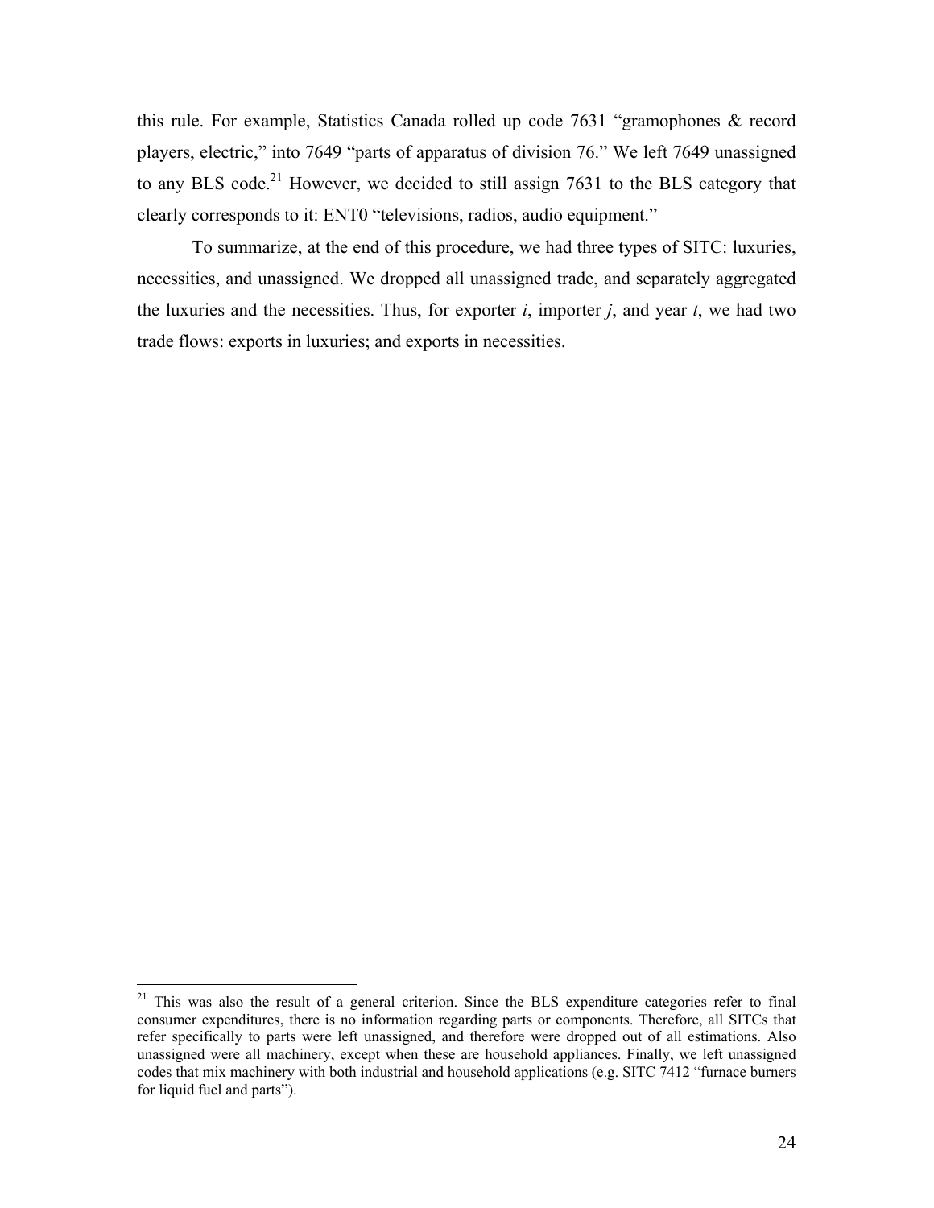this rule. For example, Statistics Canada rolled up code 7631 "gramophones & record players, electric," into 7649 "parts of apparatus of division 76." We left 7649 unassigned to any BLS code.[21] However, we decided to still assign 7631 to the BLS category that clearly corresponds to it: ENT0 "televisions, radios, audio equipment."

To summarize, at the end of this procedure, we had three types of SITC: luxuries, necessities, and unassigned. We dropped all unassigned trade, and separately aggregated the luxuries and the necessities. Thus, for exporter *i*, importer *j*, and year *t*, we had two trade flows: exports in luxuries; and exports in necessities.

---

[21] This was also the result of a general criterion. Since the BLS expenditure categories refer to final consumer expenditures, there is no information regarding parts or components. Therefore, all SITCs that refer specifically to parts were left unassigned, and therefore were dropped out of all estimations. Also unassigned were all machinery, except when these are household appliances. Finally, we left unassigned codes that mix machinery with both industrial and household applications (e.g. SITC 7412 "furnace burners for liquid fuel and parts").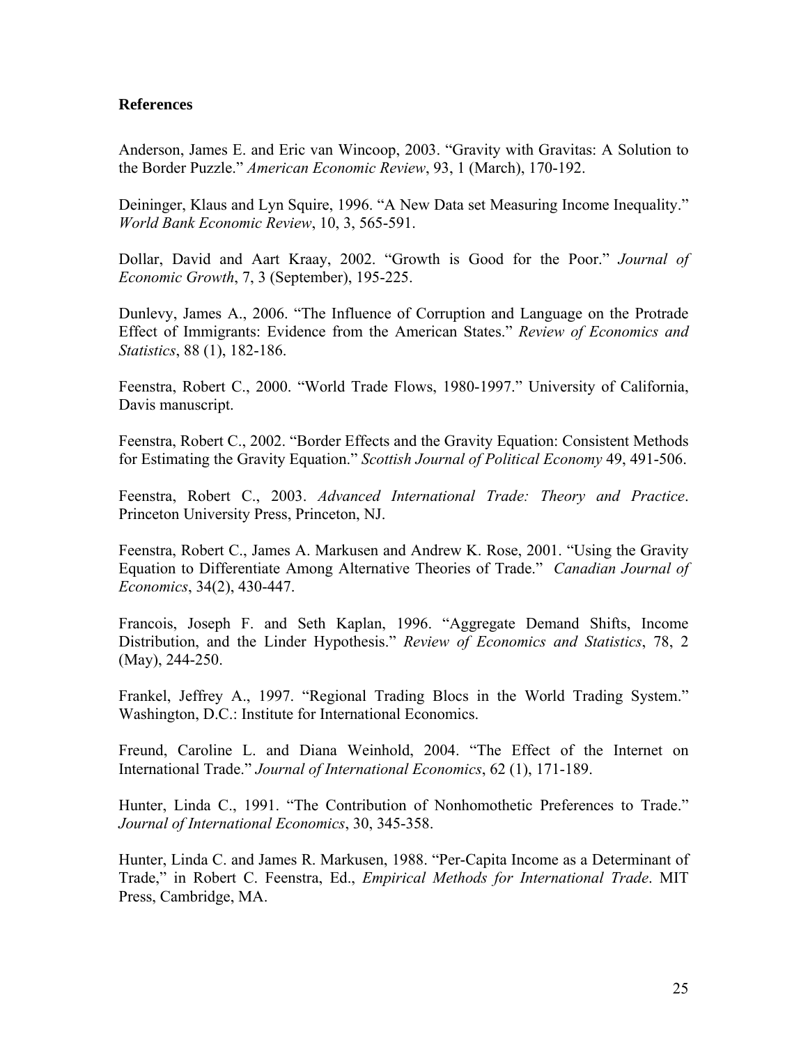**References**

Anderson, James E. and Eric van Wincoop, 2003. "Gravity with Gravitas: A Solution to the Border Puzzle." *American Economic Review*, 93, 1 (March), 170-192.

Deininger, Klaus and Lyn Squire, 1996. "A New Data set Measuring Income Inequality." *World Bank Economic Review*, 10, 3, 565-591.

Dollar, David and Aart Kraay, 2002. "Growth is Good for the Poor." *Journal of Economic Growth*, 7, 3 (September), 195-225.

Dunlevy, James A., 2006. "The Influence of Corruption and Language on the Protrade Effect of Immigrants: Evidence from the American States." *Review of Economics and Statistics*, 88 (1), 182-186.

Feenstra, Robert C., 2000. "World Trade Flows, 1980-1997." University of California, Davis manuscript.

Feenstra, Robert C., 2002. "Border Effects and the Gravity Equation: Consistent Methods for Estimating the Gravity Equation." *Scottish Journal of Political Economy* 49, 491-506.

Feenstra, Robert C., 2003. *Advanced International Trade: Theory and Practice*. Princeton University Press, Princeton, NJ.

Feenstra, Robert C., James A. Markusen and Andrew K. Rose, 2001. "Using the Gravity Equation to Differentiate Among Alternative Theories of Trade." *Canadian Journal of Economics*, 34(2), 430-447.

Francois, Joseph F. and Seth Kaplan, 1996. "Aggregate Demand Shifts, Income Distribution, and the Linder Hypothesis." *Review of Economics and Statistics*, 78, 2 (May), 244-250.

Frankel, Jeffrey A., 1997. "Regional Trading Blocs in the World Trading System." Washington, D.C.: Institute for International Economics.

Freund, Caroline L. and Diana Weinhold, 2004. "The Effect of the Internet on International Trade." *Journal of International Economics*, 62 (1), 171-189.

Hunter, Linda C., 1991. "The Contribution of Nonhomothetic Preferences to Trade." *Journal of International Economics*, 30, 345-358.

Hunter, Linda C. and James R. Markusen, 1988. "Per-Capita Income as a Determinant of Trade," in Robert C. Feenstra, Ed., *Empirical Methods for International Trade*. MIT Press, Cambridge, MA.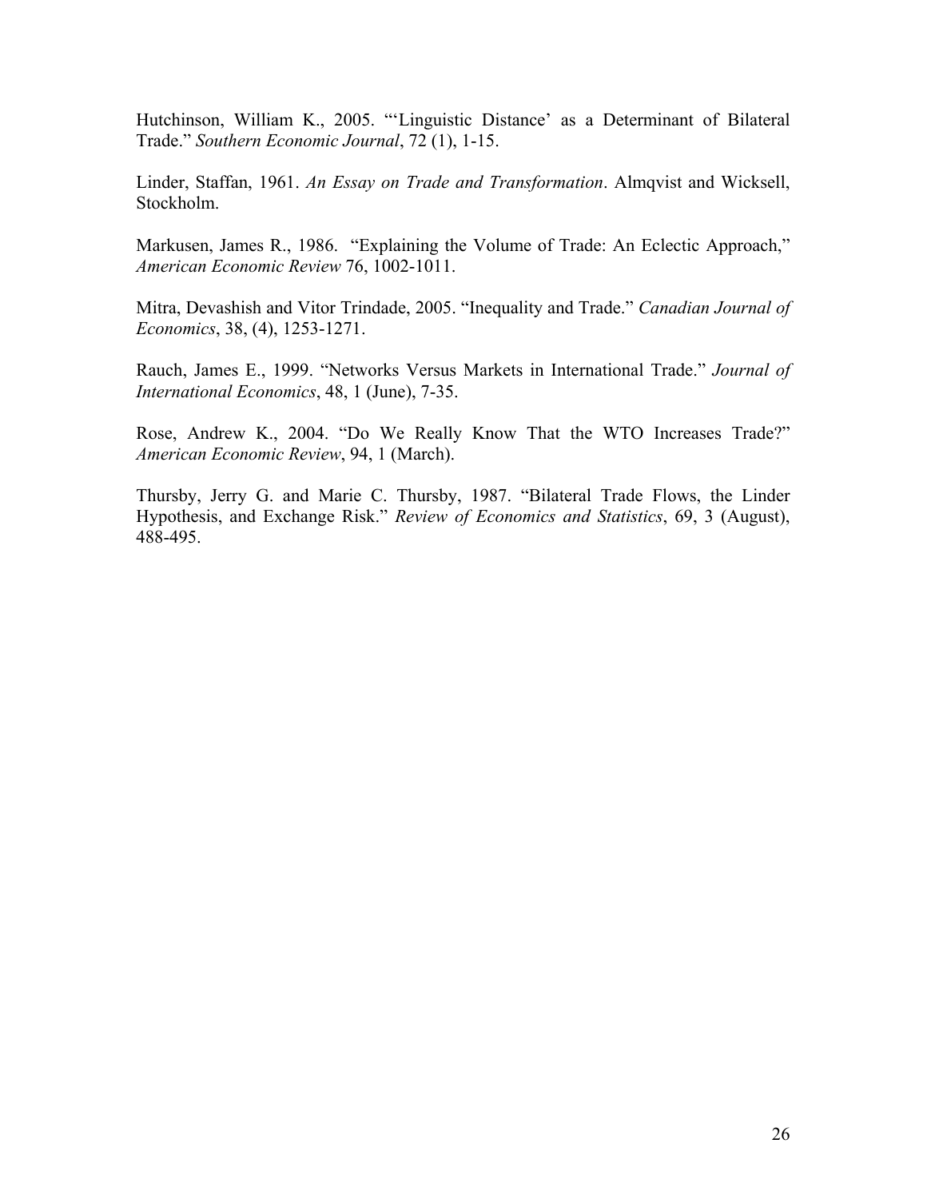Hutchinson, William K., 2005. "'Linguistic Distance' as a Determinant of Bilateral Trade." *Southern Economic Journal*, 72 (1), 1-15.

Linder, Staffan, 1961. *An Essay on Trade and Transformation*. Almqvist and Wicksell, Stockholm.

Markusen, James R., 1986. "Explaining the Volume of Trade: An Eclectic Approach," *American Economic Review* 76, 1002-1011.

Mitra, Devashish and Vitor Trindade, 2005. "Inequality and Trade." *Canadian Journal of Economics*, 38, (4), 1253-1271.

Rauch, James E., 1999. "Networks Versus Markets in International Trade." *Journal of International Economics*, 48, 1 (June), 7-35.

Rose, Andrew K., 2004. "Do We Really Know That the WTO Increases Trade?" *American Economic Review*, 94, 1 (March).

Thursby, Jerry G. and Marie C. Thursby, 1987. "Bilateral Trade Flows, the Linder Hypothesis, and Exchange Risk." *Review of Economics and Statistics*, 69, 3 (August), 488-495.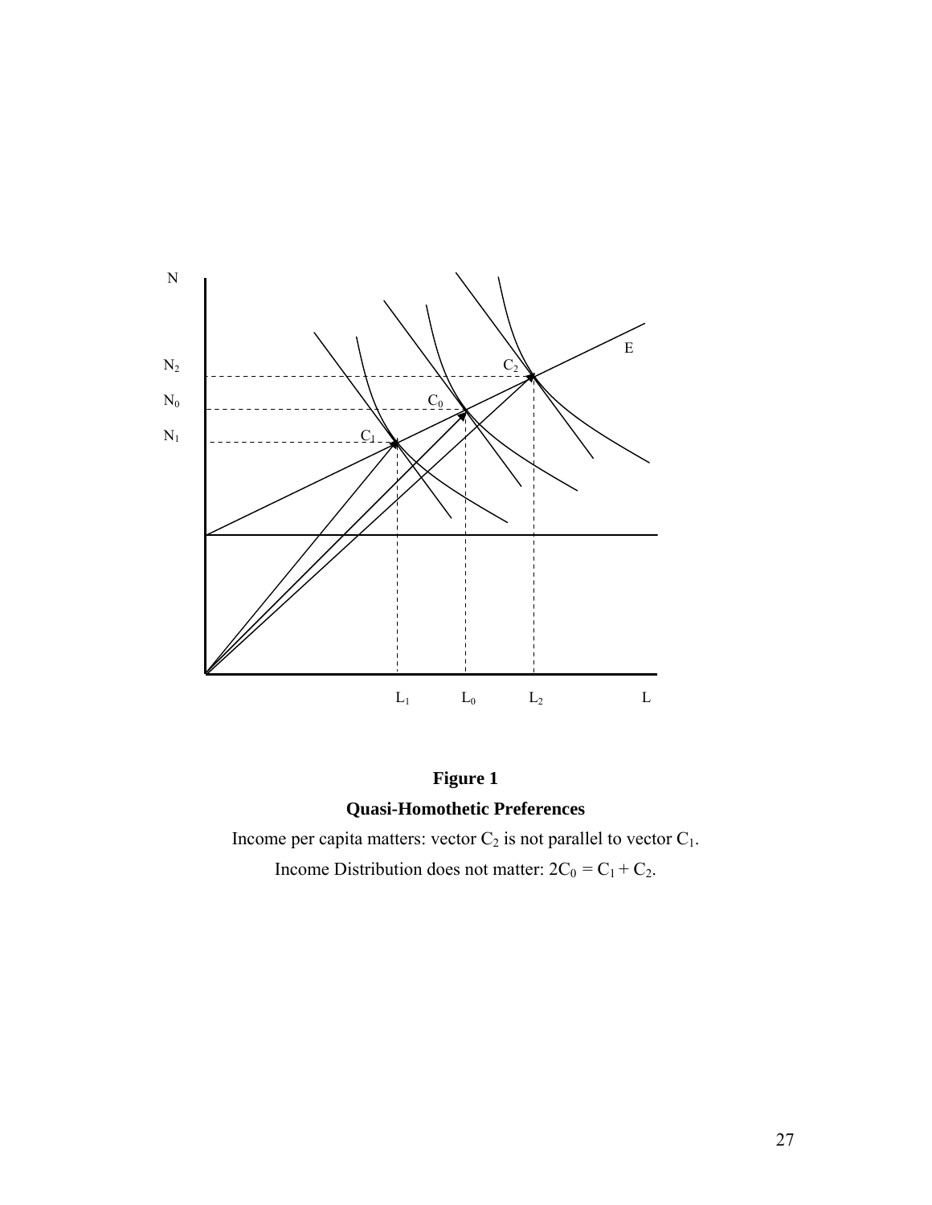**Figure 1**

**Quasi-Homothetic Preferences**

Income per capita matters: vector $C_2$ is not parallel to vector $C_1$.

Income Distribution does not matter: $2C_0 = C_1 + C_2$.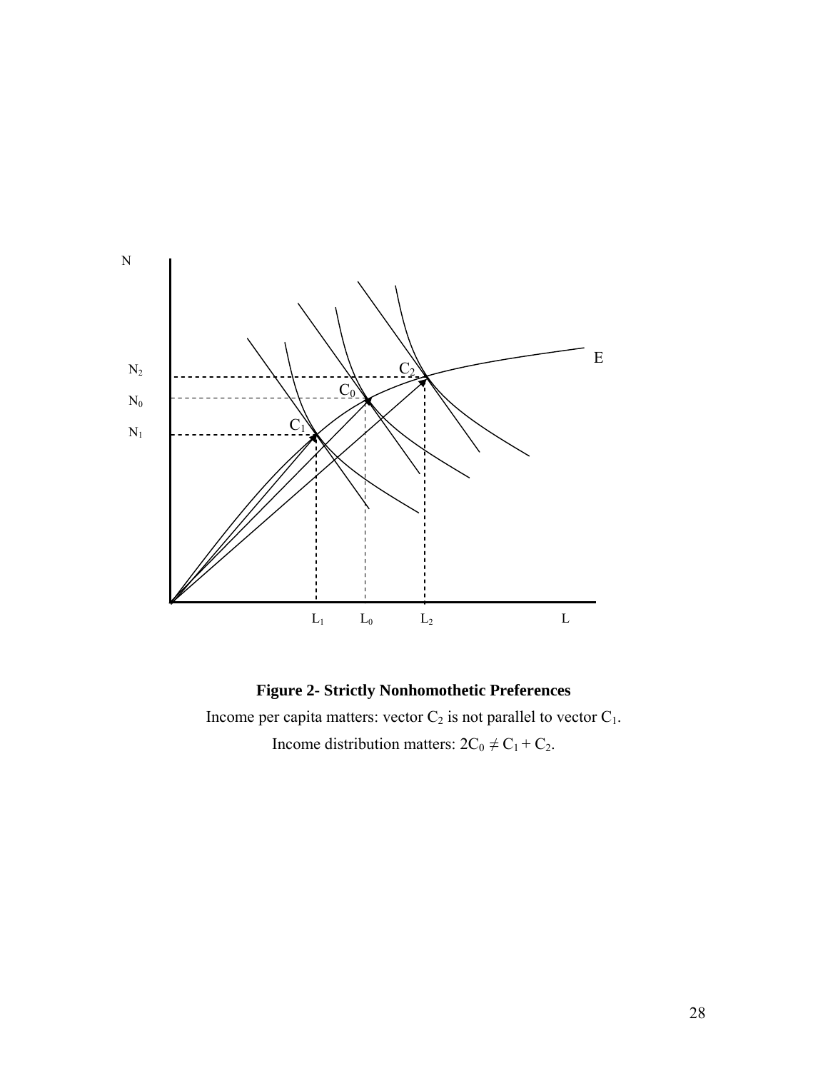**Figure 2- Strictly Nonhomothetic Preferences**

Income per capita matters: vector $C_2$ is not parallel to vector $C_1$.

Income distribution matters: $2C_0 \neq C_1 + C_2$.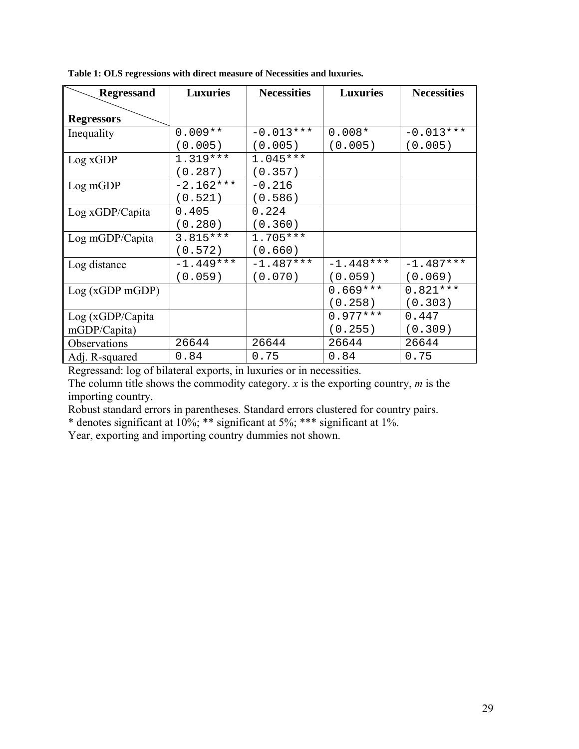**Table 1: OLS regressions with direct measure of Necessities and luxuries.**

| Regressand / Regressors | Luxuries | Necessities | Luxuries | Necessities |
|---|---|---|---|---|
| Inequality | 0.009** (0.005) | -0.013*** (0.005) | 0.008* (0.005) | -0.013*** (0.005) |
| Log xGDP | 1.319*** (0.287) | 1.045*** (0.357) | | |
| Log mGDP | -2.162*** (0.521) | -0.216 (0.586) | | |
| Log xGDP/Capita | 0.405 (0.280) | 0.224 (0.360) | | |
| Log mGDP/Capita | 3.815*** (0.572) | 1.705*** (0.660) | | |
| Log distance | -1.449*** (0.059) | -1.487*** (0.070) | -1.448*** (0.059) | -1.487*** (0.069) |
| Log (xGDP mGDP) | | | 0.669*** (0.258) | 0.821*** (0.303) |
| Log (xGDP/Capita mGDP/Capita) | | | 0.977*** (0.255) | 0.447 (0.309) |
| Observations | 26644 | 26644 | 26644 | 26644 |
| Adj. R-squared | 0.84 | 0.75 | 0.84 | 0.75 |

Regressand: log of bilateral exports, in luxuries or in necessities.

The column title shows the commodity category. *x* is the exporting country, *m* is the importing country.

Robust standard errors in parentheses. Standard errors clustered for country pairs.

* denotes significant at 10%; ** significant at 5%; *** significant at 1%.

Year, exporting and importing country dummies not shown.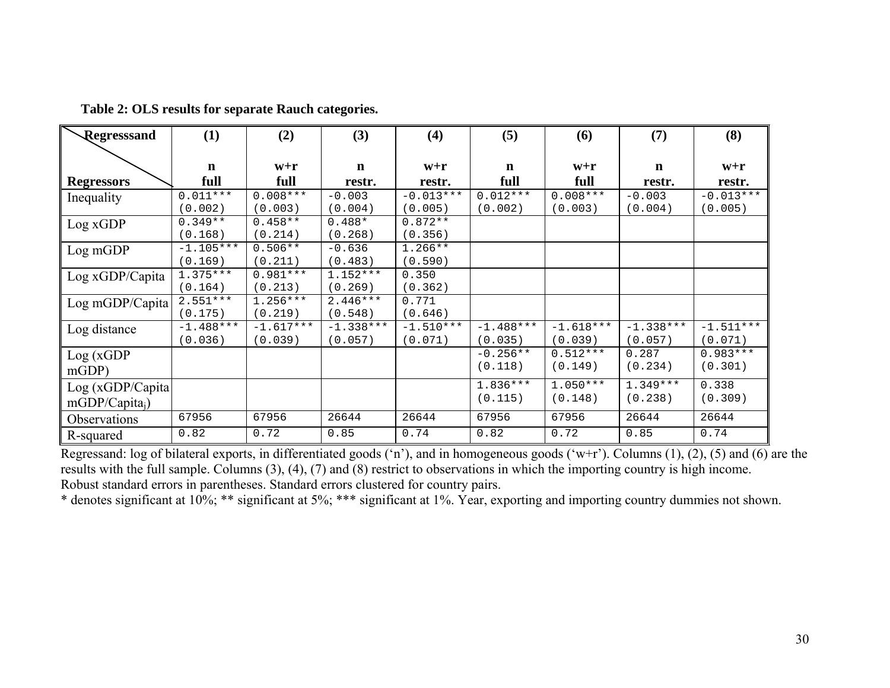**Table 2: OLS results for separate Rauch categories.**

| Regresssand / Regressors | (1) n full | (2) w+r full | (3) n restr. | (4) w+r restr. | (5) n full | (6) w+r full | (7) n restr. | (8) w+r restr. |
|---|---|---|---|---|---|---|---|---|
| Inequality | 0.011*** (0.002) | 0.008*** (0.003) | -0.003 (0.004) | -0.013*** (0.005) | 0.012*** (0.002) | 0.008*** (0.003) | -0.003 (0.004) | -0.013*** (0.005) |
| Log xGDP | 0.349** (0.168) | 0.458** (0.214) | 0.488* (0.268) | 0.872** (0.356) | | | | |
| Log mGDP | -1.105*** (0.169) | 0.506** (0.211) | -0.636 (0.483) | 1.266** (0.590) | | | | |
| Log xGDP/Capita | 1.375*** (0.164) | 0.981*** (0.213) | 1.152*** (0.269) | 0.350 (0.362) | | | | |
| Log mGDP/Capita | 2.551*** (0.175) | 1.256*** (0.219) | 2.446*** (0.548) | 0.771 (0.646) | | | | |
| Log distance | -1.488*** (0.036) | -1.617*** (0.039) | -1.338*** (0.057) | -1.510*** (0.071) | -1.488*** (0.035) | -1.618*** (0.039) | -1.338*** (0.057) | -1.511*** (0.071) |
| Log (xGDP mGDP) | | | | | -0.256** (0.118) | 0.512*** (0.149) | 0.287 (0.234) | 0.983*** (0.301) |
| Log (xGDP/Capita mGDP/Capita$_j$) | | | | | 1.836*** (0.115) | 1.050*** (0.148) | 1.349*** (0.238) | 0.338 (0.309) |
| Observations | 67956 | 67956 | 26644 | 26644 | 67956 | 67956 | 26644 | 26644 |
| R-squared | 0.82 | 0.72 | 0.85 | 0.74 | 0.82 | 0.72 | 0.85 | 0.74 |

Regressand: log of bilateral exports, in differentiated goods ('n'), and in homogeneous goods ('w+r'). Columns (1), (2), (5) and (6) are the results with the full sample. Columns (3), (4), (7) and (8) restrict to observations in which the importing country is high income.
Robust standard errors in parentheses. Standard errors clustered for country pairs.
* denotes significant at 10%; ** significant at 5%; *** significant at 1%. Year, exporting and importing country dummies not shown.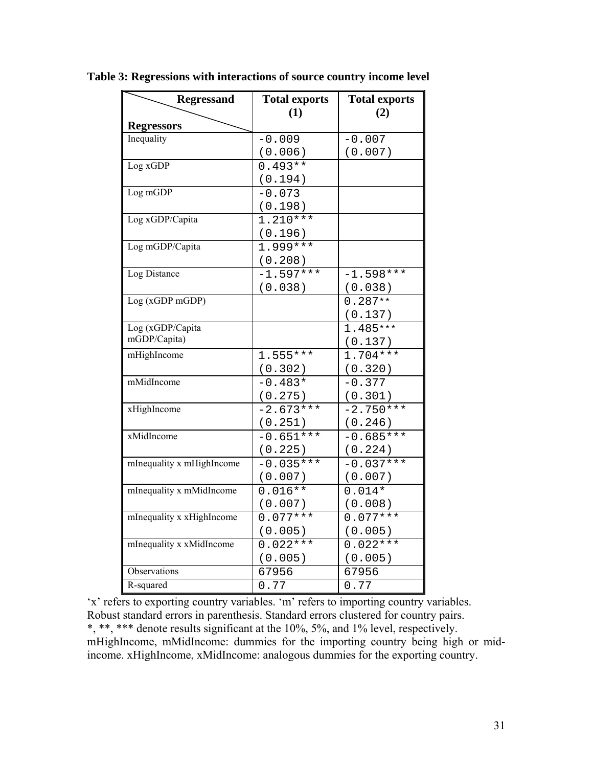**Table 3: Regressions with interactions of source country income level**

| Regressand / Regressors | Total exports (1) | Total exports (2) |
|---|---|---|
| Inequality | -0.009 (0.006) | -0.007 (0.007) |
| Log xGDP | 0.493** (0.194) | |
| Log mGDP | -0.073 (0.198) | |
| Log xGDP/Capita | 1.210*** (0.196) | |
| Log mGDP/Capita | 1.999*** (0.208) | |
| Log Distance | -1.597*** (0.038) | -1.598*** (0.038) |
| Log (xGDP mGDP) | | 0.287** (0.137) |
| Log (xGDP/Capita mGDP/Capita) | | 1.485*** (0.137) |
| mHighIncome | 1.555*** (0.302) | 1.704*** (0.320) |
| mMidIncome | -0.483* (0.275) | -0.377 (0.301) |
| xHighIncome | -2.673*** (0.251) | -2.750*** (0.246) |
| xMidIncome | -0.651*** (0.225) | -0.685*** (0.224) |
| mInequality x mHighIncome | -0.035*** (0.007) | -0.037*** (0.007) |
| mInequality x mMidIncome | 0.016** (0.007) | 0.014* (0.008) |
| mInequality x xHighIncome | 0.077*** (0.005) | 0.077*** (0.005) |
| mInequality x xMidIncome | 0.022*** (0.005) | 0.022*** (0.005) |
| Observations | 67956 | 67956 |
| R-squared | 0.77 | 0.77 |

'x' refers to exporting country variables. 'm' refers to importing country variables.
Robust standard errors in parenthesis. Standard errors clustered for country pairs.
*, **, *** denote results significant at the 10%, 5%, and 1% level, respectively.
mHighIncome, mMidIncome: dummies for the importing country being high or mid-income. xHighIncome, xMidIncome: analogous dummies for the exporting country.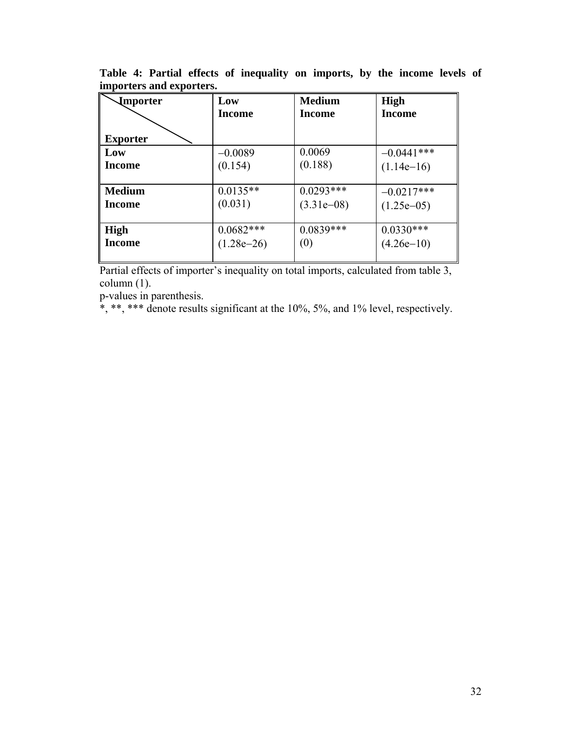**Table 4: Partial effects of inequality on imports, by the income levels of importers and exporters.**

| Exporter \ Importer | Low Income | Medium Income | High Income |
|---|---|---|---|
| **Low Income** | –0.0089 (0.154) | 0.0069 (0.188) | –0.0441*** (1.14e–16) |
| **Medium Income** | 0.0135** (0.031) | 0.0293*** (3.31e–08) | –0.0217*** (1.25e–05) |
| **High Income** | 0.0682*** (1.28e–26) | 0.0839*** (0) | 0.0330*** (4.26e–10) |

Partial effects of importer's inequality on total imports, calculated from table 3, column (1).

p-values in parenthesis.

*, **, *** denote results significant at the 10%, 5%, and 1% level, respectively.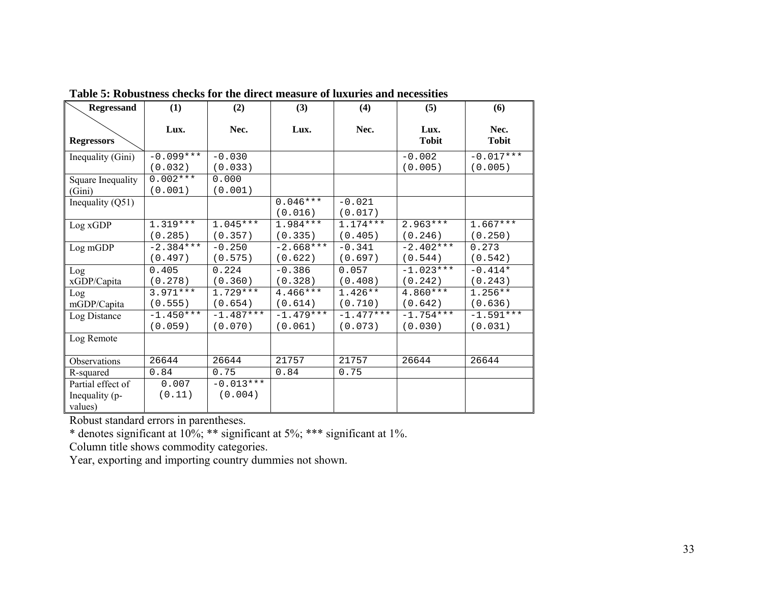**Table 5: Robustness checks for the direct measure of luxuries and necessities**

| Regressand / Regressors | (1) Lux. | (2) Nec. | (3) Lux. | (4) Nec. | (5) Lux. Tobit | (6) Nec. Tobit |
|---|---|---|---|---|---|---|
| Inequality (Gini) | -0.099*** (0.032) | -0.030 (0.033) | | | -0.002 (0.005) | -0.017*** (0.005) |
| Square Inequality (Gini) | 0.002*** (0.001) | 0.000 (0.001) | | | | |
| Inequality (Q51) | | | 0.046*** (0.016) | -0.021 (0.017) | | |
| Log xGDP | 1.319*** (0.285) | 1.045*** (0.357) | 1.984*** (0.335) | 1.174*** (0.405) | 2.963*** (0.246) | 1.667*** (0.250) |
| Log mGDP | -2.384*** (0.497) | -0.250 (0.575) | -2.668*** (0.622) | -0.341 (0.697) | -2.402*** (0.544) | 0.273 (0.542) |
| Log xGDP/Capita | 0.405 (0.278) | 0.224 (0.360) | -0.386 (0.328) | 0.057 (0.408) | -1.023*** (0.242) | -0.414* (0.243) |
| Log mGDP/Capita | 3.971*** (0.555) | 1.729*** (0.654) | 4.466*** (0.614) | 1.426** (0.710) | 4.860*** (0.642) | 1.256** (0.636) |
| Log Distance | -1.450*** (0.059) | -1.487*** (0.070) | -1.479*** (0.061) | -1.477*** (0.073) | -1.754*** (0.030) | -1.591*** (0.031) |
| Log Remote | | | | | | |
| Observations | 26644 | 26644 | 21757 | 21757 | 26644 | 26644 |
| R-squared | 0.84 | 0.75 | 0.84 | 0.75 | | |
| Partial effect of Inequality (p-values) | 0.007 (0.11) | -0.013*** (0.004) | | | | |

Robust standard errors in parentheses.

* denotes significant at 10%; ** significant at 5%; *** significant at 1%.

Column title shows commodity categories.

Year, exporting and importing country dummies not shown.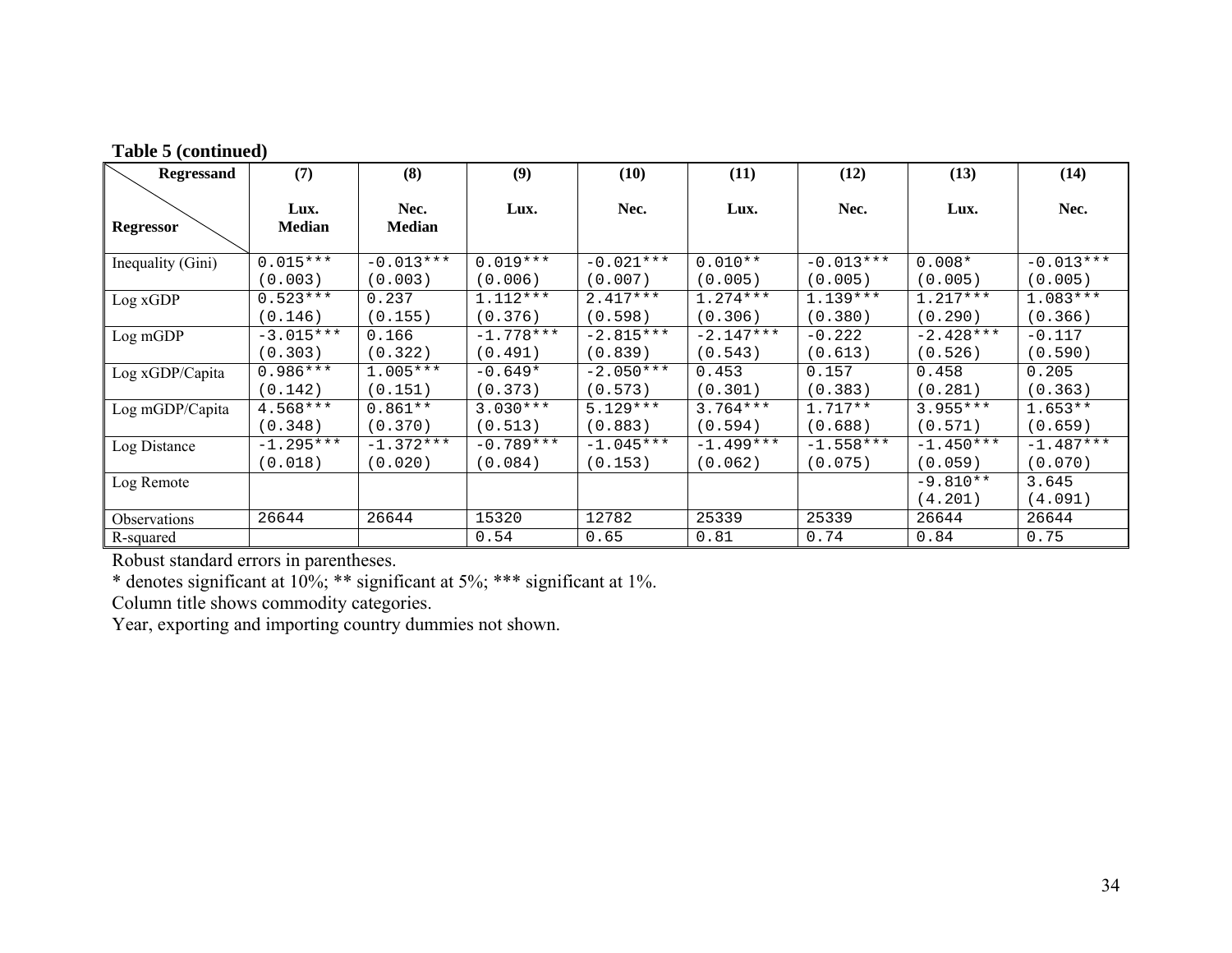**Table 5 (continued)**

| Regressand / Regressor | (7) Lux. Median | (8) Nec. Median | (9) Lux. | (10) Nec. | (11) Lux. | (12) Nec. | (13) Lux. | (14) Nec. |
|---|---|---|---|---|---|---|---|---|
| Inequality (Gini) | 0.015*** (0.003) | -0.013*** (0.003) | 0.019*** (0.006) | -0.021*** (0.007) | 0.010** (0.005) | -0.013*** (0.005) | 0.008* (0.005) | -0.013*** (0.005) |
| Log xGDP | 0.523*** (0.146) | 0.237 (0.155) | 1.112*** (0.376) | 2.417*** (0.598) | 1.274*** (0.306) | 1.139*** (0.380) | 1.217*** (0.290) | 1.083*** (0.366) |
| Log mGDP | -3.015*** (0.303) | 0.166 (0.322) | -1.778*** (0.491) | -2.815*** (0.839) | -2.147*** (0.543) | -0.222 (0.613) | -2.428*** (0.526) | -0.117 (0.590) |
| Log xGDP/Capita | 0.986*** (0.142) | 1.005*** (0.151) | -0.649* (0.373) | -2.050*** (0.573) | 0.453 (0.301) | 0.157 (0.383) | 0.458 (0.281) | 0.205 (0.363) |
| Log mGDP/Capita | 4.568*** (0.348) | 0.861** (0.370) | 3.030*** (0.513) | 5.129*** (0.883) | 3.764*** (0.594) | 1.717** (0.688) | 3.955*** (0.571) | 1.653** (0.659) |
| Log Distance | -1.295*** (0.018) | -1.372*** (0.020) | -0.789*** (0.084) | -1.045*** (0.153) | -1.499*** (0.062) | -1.558*** (0.075) | -1.450*** (0.059) | -1.487*** (0.070) |
| Log Remote | | | | | | | -9.810** (4.201) | 3.645 (4.091) |
| Observations | 26644 | 26644 | 15320 | 12782 | 25339 | 25339 | 26644 | 26644 |
| R-squared | | | 0.54 | 0.65 | 0.81 | 0.74 | 0.84 | 0.75 |

Robust standard errors in parentheses.

* denotes significant at 10%; ** significant at 5%; *** significant at 1%.

Column title shows commodity categories.

Year, exporting and importing country dummies not shown.